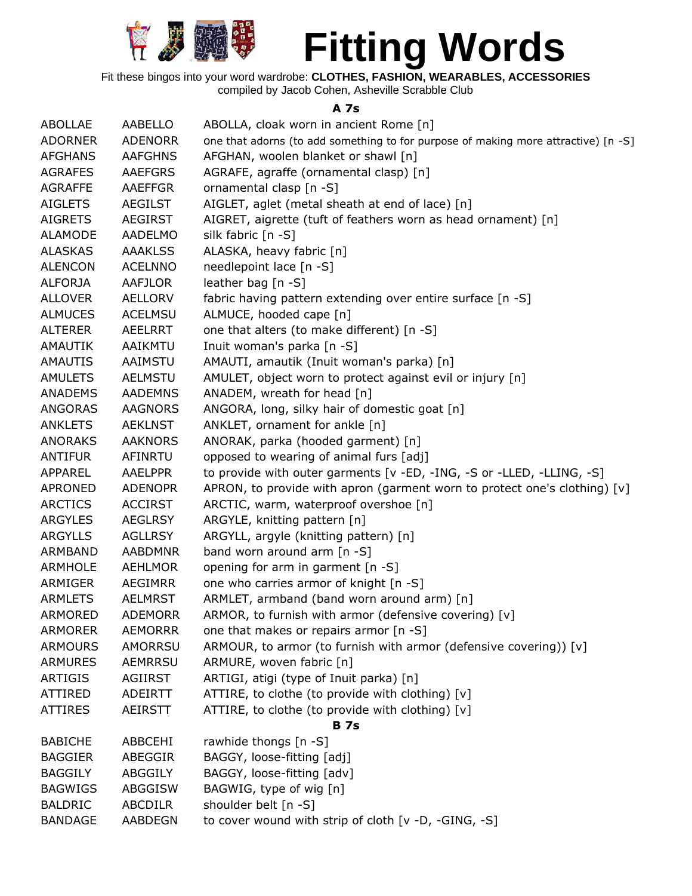# Fitting Words

Fit these bingos into your word wardrobe: **CLOTHES, FASHION, WEARABLES, ACCESSORIES**
compiled by Jacob Cohen, Asheville Scrabble Club

### A 7s

| | | |
|---|---|---|
| ABOLLAE | AABELLO | ABOLLA, cloak worn in ancient Rome [n] |
| ADORNER | ADENORR | one that adorns (to add something to for purpose of making more attractive) [n -S] |
| AFGHANS | AAFGHNS | AFGHAN, woolen blanket or shawl [n] |
| AGRAFES | AAEFGRS | AGRAFE, agraffe (ornamental clasp) [n] |
| AGRAFFE | AAEFFGR | ornamental clasp [n -S] |
| AIGLETS | AEGILST | AIGLET, aglet (metal sheath at end of lace) [n] |
| AIGRETS | AEGIRST | AIGRET, aigrette (tuft of feathers worn as head ornament) [n] |
| ALAMODE | AADELMO | silk fabric [n -S] |
| ALASKAS | AAAKLSS | ALASKA, heavy fabric [n] |
| ALENCON | ACELNNO | needlepoint lace [n -S] |
| ALFORJA | AAFJLOR | leather bag [n -S] |
| ALLOVER | AELLORV | fabric having pattern extending over entire surface [n -S] |
| ALMUCES | ACELMSU | ALMUCE, hooded cape [n] |
| ALTERER | AEELRRT | one that alters (to make different) [n -S] |
| AMAUTIK | AAIKMTU | Inuit woman's parka [n -S] |
| AMAUTIS | AAIMSTU | AMAUTI, amautik (Inuit woman's parka) [n] |
| AMULETS | AELMSTU | AMULET, object worn to protect against evil or injury [n] |
| ANADEMS | AADEMNS | ANADEM, wreath for head [n] |
| ANGORAS | AAGNORS | ANGORA, long, silky hair of domestic goat [n] |
| ANKLETS | AEKLNST | ANKLET, ornament for ankle [n] |
| ANORAKS | AAKNORS | ANORAK, parka (hooded garment) [n] |
| ANTIFUR | AFINRTU | opposed to wearing of animal furs [adj] |
| APPAREL | AAELPPR | to provide with outer garments [v -ED, -ING, -S or -LLED, -LLING, -S] |
| APRONED | ADENOPR | APRON, to provide with apron (garment worn to protect one's clothing) [v] |
| ARCTICS | ACCIRST | ARCTIC, warm, waterproof overshoe [n] |
| ARGYLES | AEGLRSY | ARGYLE, knitting pattern [n] |
| ARGYLLS | AGLLRSY | ARGYLL, argyle (knitting pattern) [n] |
| ARMBAND | AABDMNR | band worn around arm [n -S] |
| ARMHOLE | AEHLMOR | opening for arm in garment [n -S] |
| ARMIGER | AEGIMRR | one who carries armor of knight [n -S] |
| ARMLETS | AELMRST | ARMLET, armband (band worn around arm) [n] |
| ARMORED | ADEMORR | ARMOR, to furnish with armor (defensive covering) [v] |
| ARMORER | AEMORRR | one that makes or repairs armor [n -S] |
| ARMOURS | AMORRSU | ARMOUR, to armor (to furnish with armor (defensive covering)) [v] |
| ARMURES | AEMRRSU | ARMURE, woven fabric [n] |
| ARTIGIS | AGIIRST | ARTIGI, atigi (type of Inuit parka) [n] |
| ATTIRED | ADEIRTT | ATTIRE, to clothe (to provide with clothing) [v] |
| ATTIRES | AEIRSTT | ATTIRE, to clothe (to provide with clothing) [v] |

### B 7s

| | | |
|---|---|---|
| BABICHE | ABBCEHI | rawhide thongs [n -S] |
| BAGGIER | ABEGGIR | BAGGY, loose-fitting [adj] |
| BAGGILY | ABGGILY | BAGGY, loose-fitting [adv] |
| BAGWIGS | ABGGISW | BAGWIG, type of wig [n] |
| BALDRIC | ABCDILR | shoulder belt [n -S] |
| BANDAGE | AABDEGN | to cover wound with strip of cloth [v -D, -GING, -S] |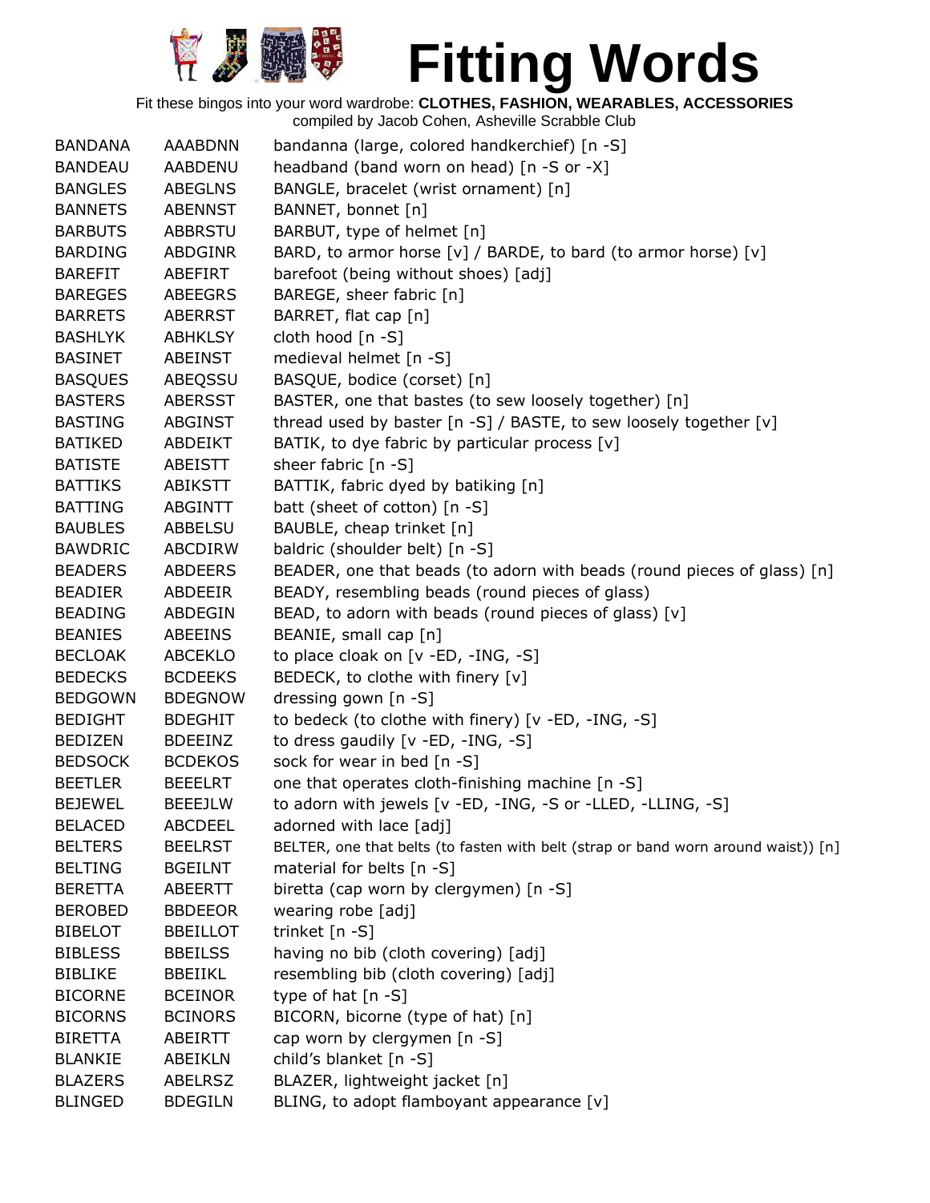# Fitting Words

Fit these bingos into your word wardrobe: **CLOTHES, FASHION, WEARABLES, ACCESSORIES**
compiled by Jacob Cohen, Asheville Scrabble Club

| | | |
|---|---|---|
| BANDANA | AAABDNN | bandanna (large, colored handkerchief) [n -S] |
| BANDEAU | AABDENU | headband (band worn on head) [n -S or -X] |
| BANGLES | ABEGLNS | BANGLE, bracelet (wrist ornament) [n] |
| BANNETS | ABENNST | BANNET, bonnet [n] |
| BARBUTS | ABBRSTU | BARBUT, type of helmet [n] |
| BARDING | ABDGINR | BARD, to armor horse [v] / BARDE, to bard (to armor horse) [v] |
| BAREFIT | ABEFIRT | barefoot (being without shoes) [adj] |
| BAREGES | ABEEGRS | BAREGE, sheer fabric [n] |
| BARRETS | ABERRST | BARRET, flat cap [n] |
| BASHLYK | ABHKLSY | cloth hood [n -S] |
| BASINET | ABEINST | medieval helmet [n -S] |
| BASQUES | ABEQSSU | BASQUE, bodice (corset) [n] |
| BASTERS | ABERSST | BASTER, one that bastes (to sew loosely together) [n] |
| BASTING | ABGINST | thread used by baster [n -S] / BASTE, to sew loosely together [v] |
| BATIKED | ABDEIKT | BATIK, to dye fabric by particular process [v] |
| BATISTE | ABEISTT | sheer fabric [n -S] |
| BATTIKS | ABIKSTT | BATTIK, fabric dyed by batiking [n] |
| BATTING | ABGINTT | batt (sheet of cotton) [n -S] |
| BAUBLES | ABBELSU | BAUBLE, cheap trinket [n] |
| BAWDRIC | ABCDIRW | baldric (shoulder belt) [n -S] |
| BEADERS | ABDEERS | BEADER, one that beads (to adorn with beads (round pieces of glass) [n] |
| BEADIER | ABDEEIR | BEADY, resembling beads (round pieces of glass) |
| BEADING | ABDEGIN | BEAD, to adorn with beads (round pieces of glass) [v] |
| BEANIES | ABEEINS | BEANIE, small cap [n] |
| BECLOAK | ABCEKLO | to place cloak on [v -ED, -ING, -S] |
| BEDECKS | BCDEEKS | BEDECK, to clothe with finery [v] |
| BEDGOWN | BDEGNOW | dressing gown [n -S] |
| BEDIGHT | BDEGHIT | to bedeck (to clothe with finery) [v -ED, -ING, -S] |
| BEDIZEN | BDEEINZ | to dress gaudily [v -ED, -ING, -S] |
| BEDSOCK | BCDEKOS | sock for wear in bed [n -S] |
| BEETLER | BEEELRT | one that operates cloth-finishing machine [n -S] |
| BEJEWEL | BEEEJLW | to adorn with jewels [v -ED, -ING, -S or -LLED, -LLING, -S] |
| BELACED | ABCDEEL | adorned with lace [adj] |
| BELTERS | BEELRST | BELTER, one that belts (to fasten with belt (strap or band worn around waist)) [n] |
| BELTING | BGEILNT | material for belts [n -S] |
| BERETTA | ABEERTT | biretta (cap worn by clergymen) [n -S] |
| BEROBED | BBDEEOR | wearing robe [adj] |
| BIBELOT | BBEILLOT | trinket [n -S] |
| BIBLESS | BBEILSS | having no bib (cloth covering) [adj] |
| BIBLIKE | BBEIIKL | resembling bib (cloth covering) [adj] |
| BICORNE | BCEINOR | type of hat [n -S] |
| BICORNS | BCINORS | BICORN, bicorne (type of hat) [n] |
| BIRETTA | ABEIRTT | cap worn by clergymen [n -S] |
| BLANKIE | ABEIKLN | child's blanket [n -S] |
| BLAZERS | ABELRSZ | BLAZER, lightweight jacket [n] |
| BLINGED | BDEGILN | BLING, to adopt flamboyant appearance [v] |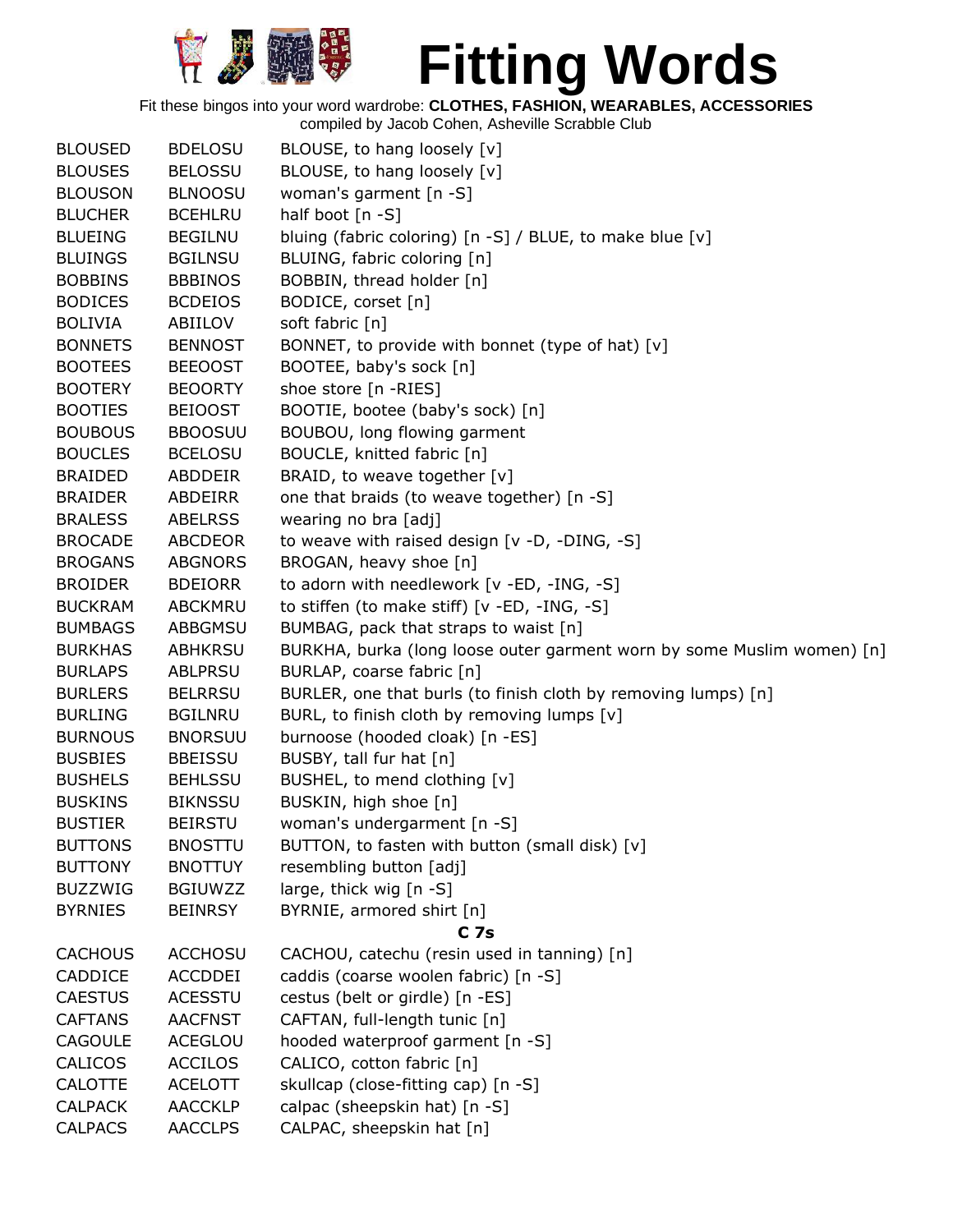# Fitting Words

Fit these bingos into your word wardrobe: **CLOTHES, FASHION, WEARABLES, ACCESSORIES**
compiled by Jacob Cohen, Asheville Scrabble Club

| | | |
|---|---|---|
| BLOUSED | BDELOSU | BLOUSE, to hang loosely [v] |
| BLOUSES | BELOSSU | BLOUSE, to hang loosely [v] |
| BLOUSON | BLNOOSU | woman's garment [n -S] |
| BLUCHER | BCEHLRU | half boot [n -S] |
| BLUEING | BEGILNU | bluing (fabric coloring) [n -S] / BLUE, to make blue [v] |
| BLUINGS | BGILNSU | BLUING, fabric coloring [n] |
| BOBBINS | BBBINOS | BOBBIN, thread holder [n] |
| BODICES | BCDEIOS | BODICE, corset [n] |
| BOLIVIA | ABIILOV | soft fabric [n] |
| BONNETS | BENNOST | BONNET, to provide with bonnet (type of hat) [v] |
| BOOTEES | BEEOOST | BOOTEE, baby's sock [n] |
| BOOTERY | BEOORTY | shoe store [n -RIES] |
| BOOTIES | BEIOOST | BOOTIE, bootee (baby's sock) [n] |
| BOUBOUS | BBOOSUU | BOUBOU, long flowing garment |
| BOUCLES | BCELOSU | BOUCLE, knitted fabric [n] |
| BRAIDED | ABDDEIR | BRAID, to weave together [v] |
| BRAIDER | ABDEIRR | one that braids (to weave together) [n -S] |
| BRALESS | ABELRSS | wearing no bra [adj] |
| BROCADE | ABCDEOR | to weave with raised design [v -D, -DING, -S] |
| BROGANS | ABGNORS | BROGAN, heavy shoe [n] |
| BROIDER | BDEIORR | to adorn with needlework [v -ED, -ING, -S] |
| BUCKRAM | ABCKMRU | to stiffen (to make stiff) [v -ED, -ING, -S] |
| BUMBAGS | ABBGMSU | BUMBAG, pack that straps to waist [n] |
| BURKHAS | ABHKRSU | BURKHA, burka (long loose outer garment worn by some Muslim women) [n] |
| BURLAPS | ABLPRSU | BURLAP, coarse fabric [n] |
| BURLERS | BELRRSU | BURLER, one that burls (to finish cloth by removing lumps) [n] |
| BURLING | BGILNRU | BURL, to finish cloth by removing lumps [v] |
| BURNOUS | BNORSUU | burnoose (hooded cloak) [n -ES] |
| BUSBIES | BBEISSU | BUSBY, tall fur hat [n] |
| BUSHELS | BEHLSSU | BUSHEL, to mend clothing [v] |
| BUSKINS | BIKNSSU | BUSKIN, high shoe [n] |
| BUSTIER | BEIRSTU | woman's undergarment [n -S] |
| BUTTONS | BNOSTTU | BUTTON, to fasten with button (small disk) [v] |
| BUTTONY | BNOTTUY | resembling button [adj] |
| BUZZWIG | BGIUWZZ | large, thick wig [n -S] |
| BYRNIES | BEINRSY | BYRNIE, armored shirt [n] |
| | | **C 7s** |
| CACHOUS | ACCHOSU | CACHOU, catechu (resin used in tanning) [n] |
| CADDICE | ACCDDEI | caddis (coarse woolen fabric) [n -S] |
| CAESTUS | ACESSTU | cestus (belt or girdle) [n -ES] |
| CAFTANS | AACFNST | CAFTAN, full-length tunic [n] |
| CAGOULE | ACEGLOU | hooded waterproof garment [n -S] |
| CALICOS | ACCILOS | CALICO, cotton fabric [n] |
| CALOTTE | ACELOTT | skullcap (close-fitting cap) [n -S] |
| CALPACK | AACCKLP | calpac (sheepskin hat) [n -S] |
| CALPACS | AACCLPS | CALPAC, sheepskin hat [n] |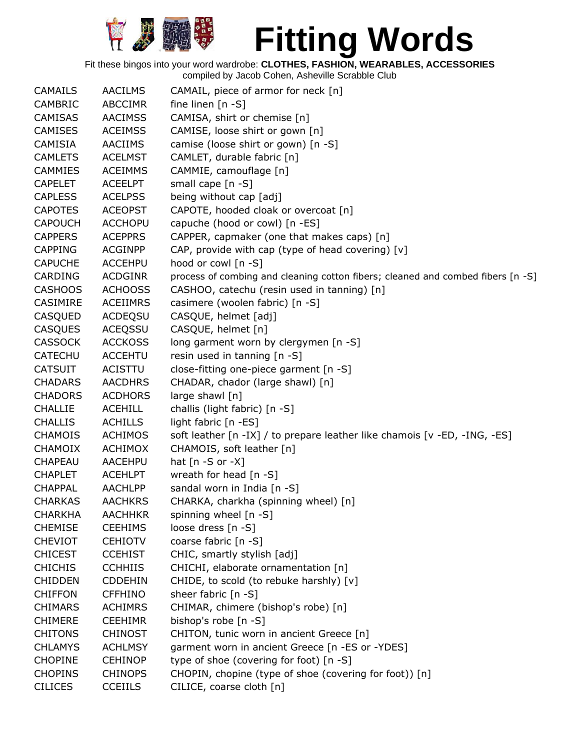# Fitting Words

Fit these bingos into your word wardrobe: **CLOTHES, FASHION, WEARABLES, ACCESSORIES**
compiled by Jacob Cohen, Asheville Scrabble Club

| | | |
|---|---|---|
| CAMAILS | AACILMS | CAMAIL, piece of armor for neck [n] |
| CAMBRIC | ABCCIMR | fine linen [n -S] |
| CAMISAS | AACIMSS | CAMISA, shirt or chemise [n] |
| CAMISES | ACEIMSS | CAMISE, loose shirt or gown [n] |
| CAMISIA | AACIIMS | camise (loose shirt or gown) [n -S] |
| CAMLETS | ACELMST | CAMLET, durable fabric [n] |
| CAMMIES | ACEIMMS | CAMMIE, camouflage [n] |
| CAPELET | ACEELPT | small cape [n -S] |
| CAPLESS | ACELPSS | being without cap [adj] |
| CAPOTES | ACEOPST | CAPOTE, hooded cloak or overcoat [n] |
| CAPOUCH | ACCHOPU | capuche (hood or cowl) [n -ES] |
| CAPPERS | ACEPPRS | CAPPER, capmaker (one that makes caps) [n] |
| CAPPING | ACGINPP | CAP, provide with cap (type of head covering) [v] |
| CAPUCHE | ACCEHPU | hood or cowl [n -S] |
| CARDING | ACDGINR | process of combing and cleaning cotton fibers; cleaned and combed fibers [n -S] |
| CASHOOS | ACHOOSS | CASHOO, catechu (resin used in tanning) [n] |
| CASIMIRE | ACEIIMRS | casimere (woolen fabric) [n -S] |
| CASQUED | ACDEQSU | CASQUE, helmet [adj] |
| CASQUES | ACEQSSU | CASQUE, helmet [n] |
| CASSOCK | ACCKOSS | long garment worn by clergymen [n -S] |
| CATECHU | ACCEHTU | resin used in tanning [n -S] |
| CATSUIT | ACISTTU | close-fitting one-piece garment [n -S] |
| CHADARS | AACDHRS | CHADAR, chador (large shawl) [n] |
| CHADORS | ACDHORS | large shawl [n] |
| CHALLIE | ACEHILL | challis (light fabric) [n -S] |
| CHALLIS | ACHILLS | light fabric [n -ES] |
| CHAMOIS | ACHIMOS | soft leather [n -IX] / to prepare leather like chamois [v -ED, -ING, -ES] |
| CHAMOIX | ACHIMOX | CHAMOIS, soft leather [n] |
| CHAPEAU | AACEHPU | hat [n -S or -X] |
| CHAPLET | ACEHLPT | wreath for head [n -S] |
| CHAPPAL | AACHLPP | sandal worn in India [n -S] |
| CHARKAS | AACHKRS | CHARKA, charkha (spinning wheel) [n] |
| CHARKHA | AACHHKR | spinning wheel [n -S] |
| CHEMISE | CEEHIMS | loose dress [n -S] |
| CHEVIOT | CEHIOTV | coarse fabric [n -S] |
| CHICEST | CCEHIST | CHIC, smartly stylish [adj] |
| CHICHIS | CCHHIIS | CHICHI, elaborate ornamentation [n] |
| CHIDDEN | CDDEHIN | CHIDE, to scold (to rebuke harshly) [v] |
| CHIFFON | CFFHINO | sheer fabric [n -S] |
| CHIMARS | ACHIMRS | CHIMAR, chimere (bishop's robe) [n] |
| CHIMERE | CEEHIMR | bishop's robe [n -S] |
| CHITONS | CHINOST | CHITON, tunic worn in ancient Greece [n] |
| CHLAMYS | ACHLMSY | garment worn in ancient Greece [n -ES or -YDES] |
| CHOPINE | CEHINOP | type of shoe (covering for foot) [n -S] |
| CHOPINS | CHINOPS | CHOPIN, chopine (type of shoe (covering for foot)) [n] |
| CILICES | CCEIILS | CILICE, coarse cloth [n] |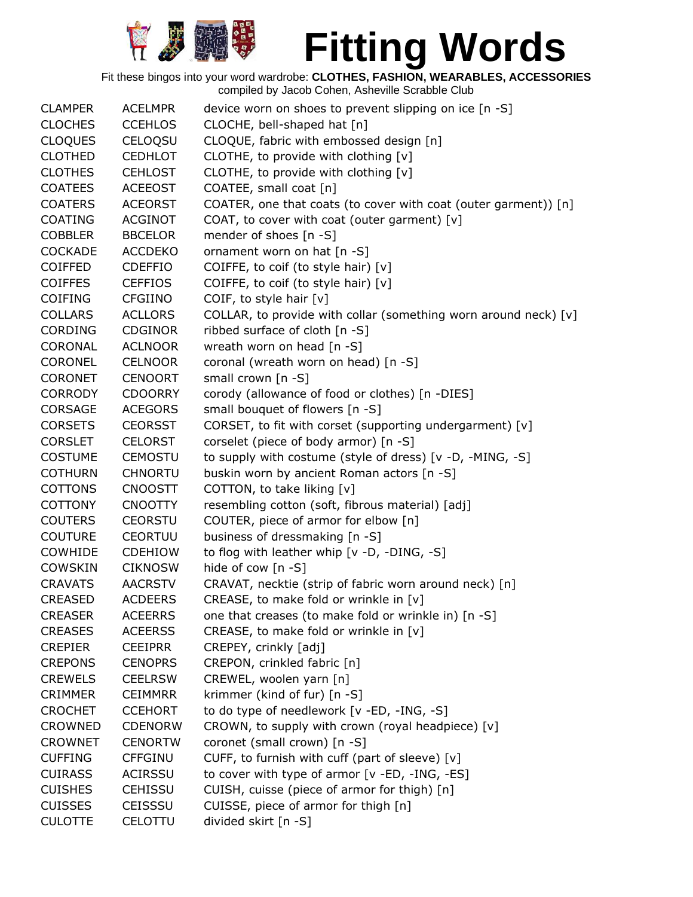# Fitting Words

Fit these bingos into your word wardrobe: **CLOTHES, FASHION, WEARABLES, ACCESSORIES**
compiled by Jacob Cohen, Asheville Scrabble Club

| | | |
|---|---|---|
| CLAMPER | ACELMPR | device worn on shoes to prevent slipping on ice [n -S] |
| CLOCHES | CCEHLOS | CLOCHE, bell-shaped hat [n] |
| CLOQUES | CELOQSU | CLOQUE, fabric with embossed design [n] |
| CLOTHED | CEDHLOT | CLOTHE, to provide with clothing [v] |
| CLOTHES | CEHLOST | CLOTHE, to provide with clothing [v] |
| COATEES | ACEEOST | COATEE, small coat [n] |
| COATERS | ACEORST | COATER, one that coats (to cover with coat (outer garment)) [n] |
| COATING | ACGINOT | COAT, to cover with coat (outer garment) [v] |
| COBBLER | BBCELOR | mender of shoes [n -S] |
| COCKADE | ACCDEKO | ornament worn on hat [n -S] |
| COIFFED | CDEFFIO | COIFFE, to coif (to style hair) [v] |
| COIFFES | CEFFIOS | COIFFE, to coif (to style hair) [v] |
| COIFING | CFGIINO | COIF, to style hair [v] |
| COLLARS | ACLLORS | COLLAR, to provide with collar (something worn around neck) [v] |
| CORDING | CDGINOR | ribbed surface of cloth [n -S] |
| CORONAL | ACLNOOR | wreath worn on head [n -S] |
| CORONEL | CELNOOR | coronal (wreath worn on head) [n -S] |
| CORONET | CENOORT | small crown [n -S] |
| CORRODY | CDOORRY | corody (allowance of food or clothes) [n -DIES] |
| CORSAGE | ACEGORS | small bouquet of flowers [n -S] |
| CORSETS | CEORSST | CORSET, to fit with corset (supporting undergarment) [v] |
| CORSLET | CELORST | corselet (piece of body armor) [n -S] |
| COSTUME | CEMOSTU | to supply with costume (style of dress) [v -D, -MING, -S] |
| COTHURN | CHNORTU | buskin worn by ancient Roman actors [n -S] |
| COTTONS | CNOOSTT | COTTON, to take liking [v] |
| COTTONY | CNOOTTY | resembling cotton (soft, fibrous material) [adj] |
| COUTERS | CEORSTU | COUTER, piece of armor for elbow [n] |
| COUTURE | CEORTUU | business of dressmaking [n -S] |
| COWHIDE | CDEHIOW | to flog with leather whip [v -D, -DING, -S] |
| COWSKIN | CIKNOSW | hide of cow [n -S] |
| CRAVATS | AACRSTV | CRAVAT, necktie (strip of fabric worn around neck) [n] |
| CREASED | ACDEERS | CREASE, to make fold or wrinkle in [v] |
| CREASER | ACEERRS | one that creases (to make fold or wrinkle in) [n -S] |
| CREASES | ACEERSS | CREASE, to make fold or wrinkle in [v] |
| CREPIER | CEEIPRR | CREPEY, crinkly [adj] |
| CREPONS | CENOPRS | CREPON, crinkled fabric [n] |
| CREWELS | CEELRSW | CREWEL, woolen yarn [n] |
| CRIMMER | CEIMMRR | krimmer (kind of fur) [n -S] |
| CROCHET | CCEHORT | to do type of needlework [v -ED, -ING, -S] |
| CROWNED | CDENORW | CROWN, to supply with crown (royal headpiece) [v] |
| CROWNET | CENORTW | coronet (small crown) [n -S] |
| CUFFING | CFFGINU | CUFF, to furnish with cuff (part of sleeve) [v] |
| CUIRASS | ACIRSSU | to cover with type of armor [v -ED, -ING, -ES] |
| CUISHES | CEHISSU | CUISH, cuisse (piece of armor for thigh) [n] |
| CUISSES | CEISSSU | CUISSE, piece of armor for thigh [n] |
| CULOTTE | CELOTTU | divided skirt [n -S] |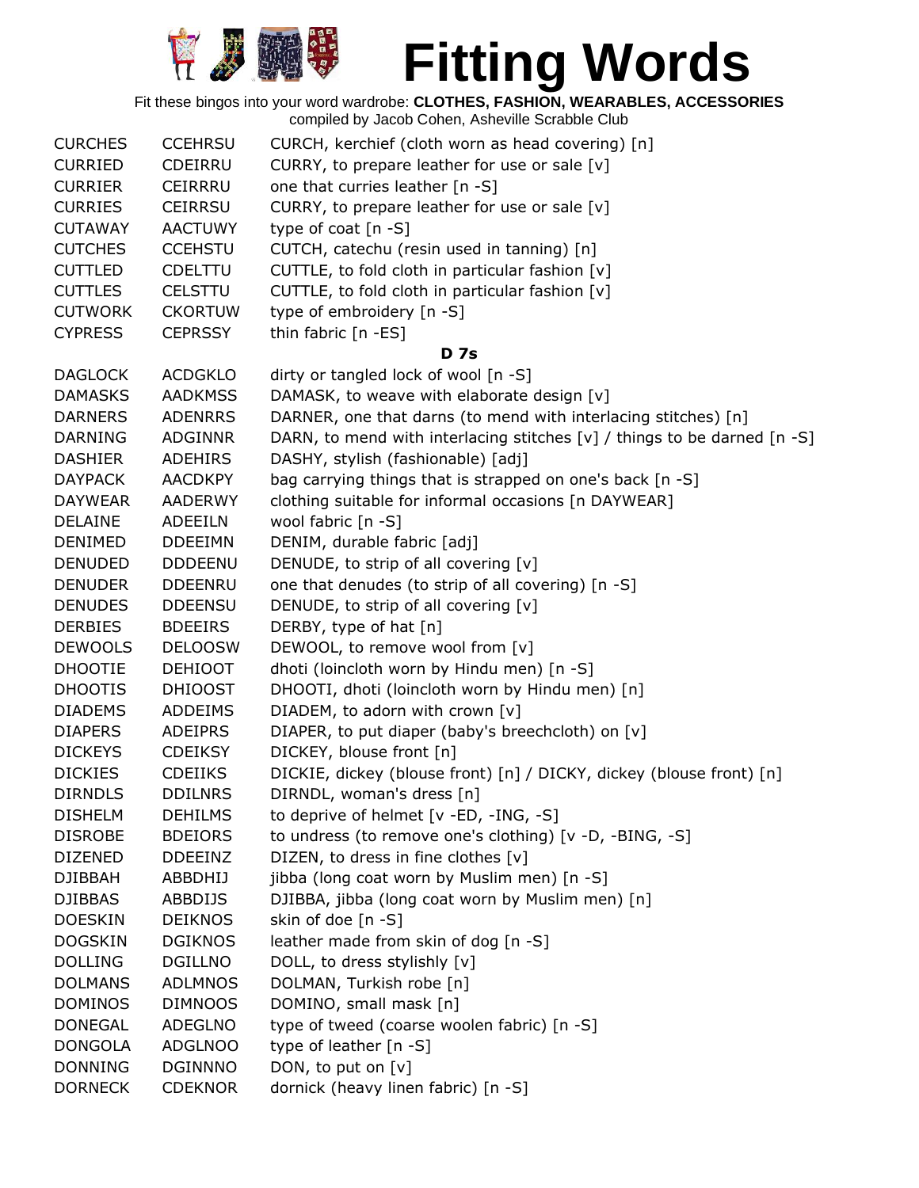# Fitting Words

Fit these bingos into your word wardrobe: **CLOTHES, FASHION, WEARABLES, ACCESSORIES**
compiled by Jacob Cohen, Asheville Scrabble Club

| | | |
|---|---|---|
| CURCHES | CCEHRSU | CURCH, kerchief (cloth worn as head covering) [n] |
| CURRIED | CDEIRRU | CURRY, to prepare leather for use or sale [v] |
| CURRIER | CEIRRRU | one that curries leather [n -S] |
| CURRIES | CEIRRSU | CURRY, to prepare leather for use or sale [v] |
| CUTAWAY | AACTUWY | type of coat [n -S] |
| CUTCHES | CCEHSTU | CUTCH, catechu (resin used in tanning) [n] |
| CUTTLED | CDELTTU | CUTTLE, to fold cloth in particular fashion [v] |
| CUTTLES | CELSTTU | CUTTLE, to fold cloth in particular fashion [v] |
| CUTWORK | CKORTUW | type of embroidery [n -S] |
| CYPRESS | CEPRSSY | thin fabric [n -ES] |

**D 7s**

| | | |
|---|---|---|
| DAGLOCK | ACDGKLO | dirty or tangled lock of wool [n -S] |
| DAMASKS | AADKMSS | DAMASK, to weave with elaborate design [v] |
| DARNERS | ADENRRS | DARNER, one that darns (to mend with interlacing stitches) [n] |
| DARNING | ADGINNR | DARN, to mend with interlacing stitches [v] / things to be darned [n -S] |
| DASHIER | ADEHIRS | DASHY, stylish (fashionable) [adj] |
| DAYPACK | AACDKPY | bag carrying things that is strapped on one's back [n -S] |
| DAYWEAR | AADERWY | clothing suitable for informal occasions [n DAYWEAR] |
| DELAINE | ADEEILN | wool fabric [n -S] |
| DENIMED | DDEEIMN | DENIM, durable fabric [adj] |
| DENUDED | DDDEENU | DENUDE, to strip of all covering [v] |
| DENUDER | DDEENRU | one that denudes (to strip of all covering) [n -S] |
| DENUDES | DDEENSU | DENUDE, to strip of all covering [v] |
| DERBIES | BDEEIRS | DERBY, type of hat [n] |
| DEWOOLS | DELOOSW | DEWOOL, to remove wool from [v] |
| DHOOTIE | DEHIOOT | dhoti (loincloth worn by Hindu men) [n -S] |
| DHOOTIS | DHIOOST | DHOOTI, dhoti (loincloth worn by Hindu men) [n] |
| DIADEMS | ADDEIMS | DIADEM, to adorn with crown [v] |
| DIAPERS | ADEIPRS | DIAPER, to put diaper (baby's breechcloth) on [v] |
| DICKEYS | CDEIKSY | DICKEY, blouse front [n] |
| DICKIES | CDEIIKS | DICKIE, dickey (blouse front) [n] / DICKY, dickey (blouse front) [n] |
| DIRNDLS | DDILNRS | DIRNDL, woman's dress [n] |
| DISHELM | DEHILMS | to deprive of helmet [v -ED, -ING, -S] |
| DISROBE | BDEIORS | to undress (to remove one's clothing) [v -D, -BING, -S] |
| DIZENED | DDEEINZ | DIZEN, to dress in fine clothes [v] |
| DJIBBAH | ABBDHIJ | jibba (long coat worn by Muslim men) [n -S] |
| DJIBBAS | ABBDIJS | DJIBBA, jibba (long coat worn by Muslim men) [n] |
| DOESKIN | DEIKNOS | skin of doe [n -S] |
| DOGSKIN | DGIKNOS | leather made from skin of dog [n -S] |
| DOLLING | DGILLNO | DOLL, to dress stylishly [v] |
| DOLMANS | ADLMNOS | DOLMAN, Turkish robe [n] |
| DOMINOS | DIMNOOS | DOMINO, small mask [n] |
| DONEGAL | ADEGLNO | type of tweed (coarse woolen fabric) [n -S] |
| DONGOLA | ADGLNOO | type of leather [n -S] |
| DONNING | DGINNNO | DON, to put on [v] |
| DORNECK | CDEKNOR | dornick (heavy linen fabric) [n -S] |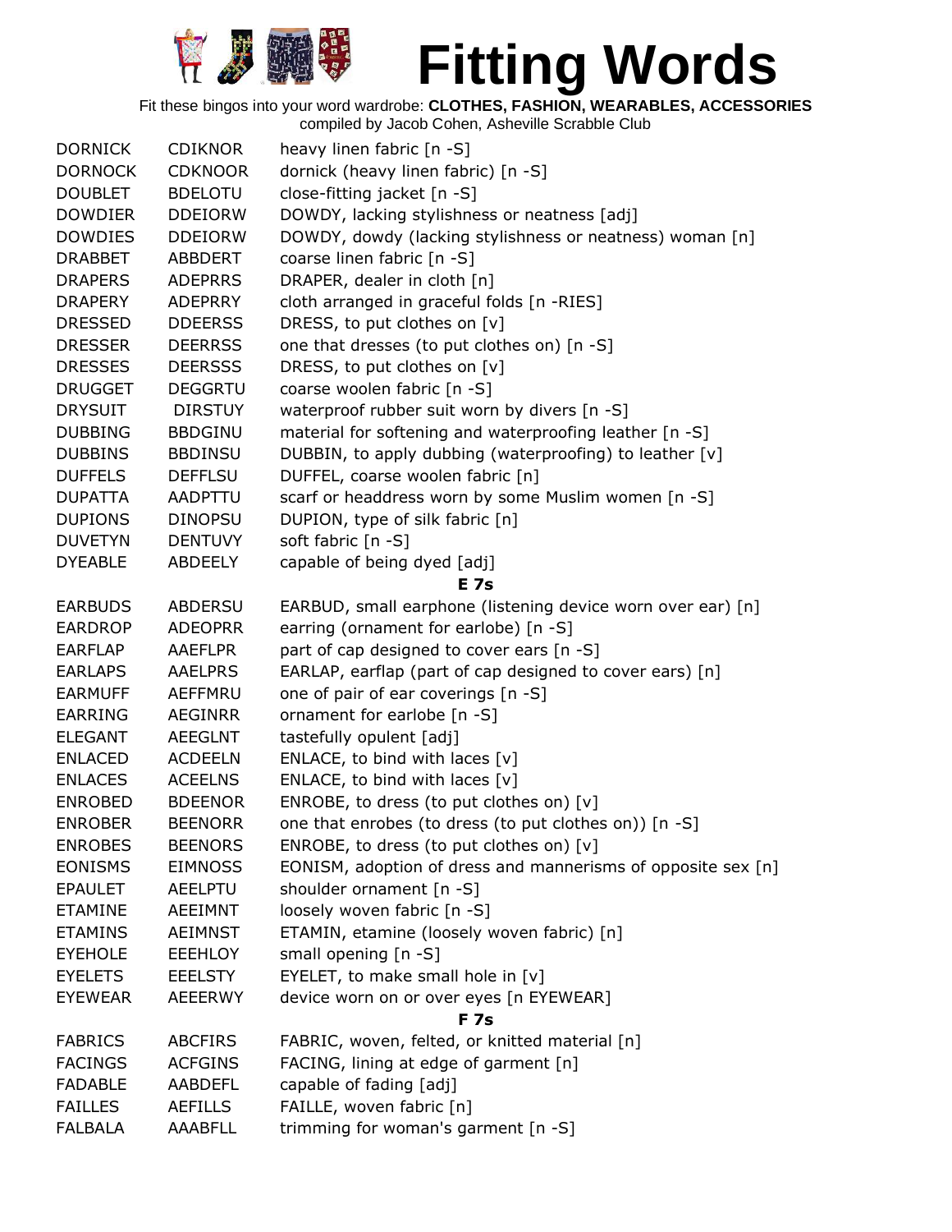# Fitting Words

Fit these bingos into your word wardrobe: **CLOTHES, FASHION, WEARABLES, ACCESSORIES**
compiled by Jacob Cohen, Asheville Scrabble Club

| | | |
|---|---|---|
| DORNICK | CDIKNOR | heavy linen fabric [n -S] |
| DORNOCK | CDKNOOR | dornick (heavy linen fabric) [n -S] |
| DOUBLET | BDELOTU | close-fitting jacket [n -S] |
| DOWDIER | DDEIORW | DOWDY, lacking stylishness or neatness [adj] |
| DOWDIES | DDEIORW | DOWDY, dowdy (lacking stylishness or neatness) woman [n] |
| DRABBET | ABBDERT | coarse linen fabric [n -S] |
| DRAPERS | ADEPRRS | DRAPER, dealer in cloth [n] |
| DRAPERY | ADEPRRY | cloth arranged in graceful folds [n -RIES] |
| DRESSED | DDEERSS | DRESS, to put clothes on [v] |
| DRESSER | DEERRSS | one that dresses (to put clothes on) [n -S] |
| DRESSES | DEERSSS | DRESS, to put clothes on [v] |
| DRUGGET | DEGGRTU | coarse woolen fabric [n -S] |
| DRYSUIT | DIRSTUY | waterproof rubber suit worn by divers [n -S] |
| DUBBING | BBDGINU | material for softening and waterproofing leather [n -S] |
| DUBBINS | BBDINSU | DUBBIN, to apply dubbing (waterproofing) to leather [v] |
| DUFFELS | DEFFLSU | DUFFEL, coarse woolen fabric [n] |
| DUPATTA | AADPTTU | scarf or headdress worn by some Muslim women [n -S] |
| DUPIONS | DINOPSU | DUPION, type of silk fabric [n] |
| DUVETYN | DENTUVY | soft fabric [n -S] |
| DYEABLE | ABDEELY | capable of being dyed [adj] |
| | | **E 7s** |
| EARBUDS | ABDERSU | EARBUD, small earphone (listening device worn over ear) [n] |
| EARDROP | ADEOPRR | earring (ornament for earlobe) [n -S] |
| EARFLAP | AAEFLPR | part of cap designed to cover ears [n -S] |
| EARLAPS | AAELPRS | EARLAP, earflap (part of cap designed to cover ears) [n] |
| EARMUFF | AEFFMRU | one of pair of ear coverings [n -S] |
| EARRING | AEGINRR | ornament for earlobe [n -S] |
| ELEGANT | AEEGLNT | tastefully opulent [adj] |
| ENLACED | ACDEELN | ENLACE, to bind with laces [v] |
| ENLACES | ACEELNS | ENLACE, to bind with laces [v] |
| ENROBED | BDEENOR | ENROBE, to dress (to put clothes on) [v] |
| ENROBER | BEENORR | one that enrobes (to dress (to put clothes on)) [n -S] |
| ENROBES | BEENORS | ENROBE, to dress (to put clothes on) [v] |
| EONISMS | EIMNOSS | EONISM, adoption of dress and mannerisms of opposite sex [n] |
| EPAULET | AEELPTU | shoulder ornament [n -S] |
| ETAMINE | AEEIMNT | loosely woven fabric [n -S] |
| ETAMINS | AEIMNST | ETAMIN, etamine (loosely woven fabric) [n] |
| EYEHOLE | EEEHLOY | small opening [n -S] |
| EYELETS | EEELSTY | EYELET, to make small hole in [v] |
| EYEWEAR | AEEERWY | device worn on or over eyes [n EYEWEAR] |
| | | **F 7s** |
| FABRICS | ABCFIRS | FABRIC, woven, felted, or knitted material [n] |
| FACINGS | ACFGINS | FACING, lining at edge of garment [n] |
| FADABLE | AABDEFL | capable of fading [adj] |
| FAILLES | AEFILLS | FAILLE, woven fabric [n] |
| FALBALA | AAABFLL | trimming for woman's garment [n -S] |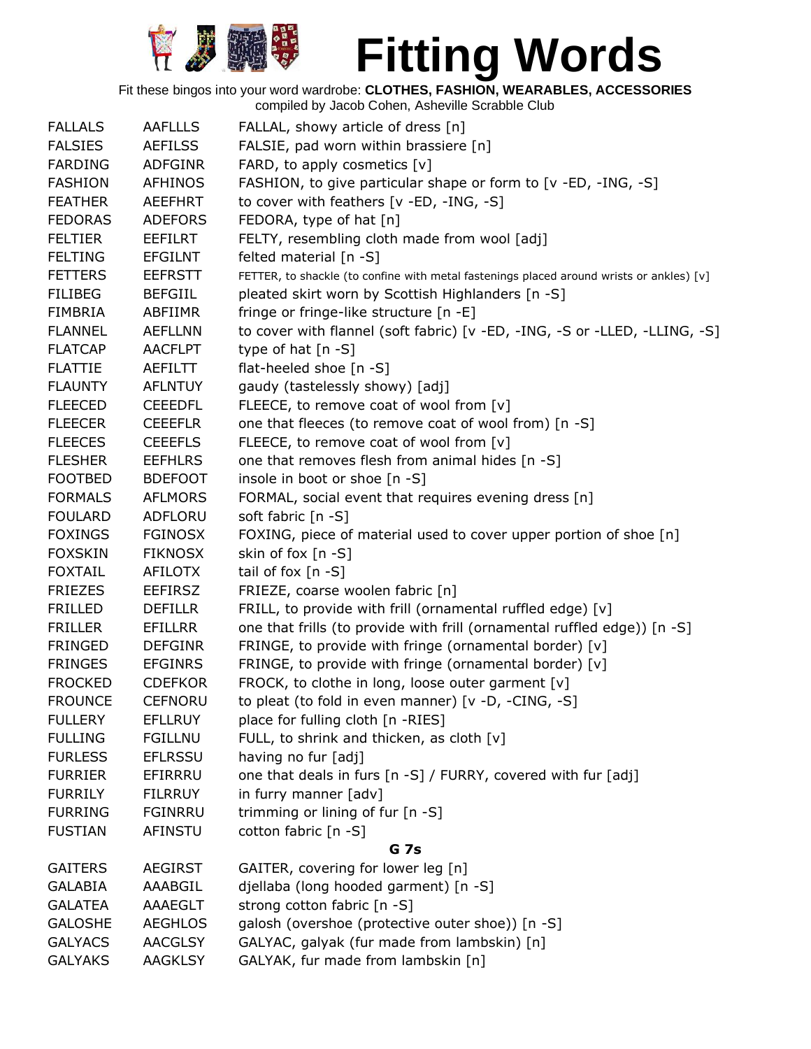# Fitting Words

Fit these bingos into your word wardrobe: **CLOTHES, FASHION, WEARABLES, ACCESSORIES**
compiled by Jacob Cohen, Asheville Scrabble Club

| | | |
|---|---|---|
| FALLALS | AAFLLLS | FALLAL, showy article of dress [n] |
| FALSIES | AEFILSS | FALSIE, pad worn within brassiere [n] |
| FARDING | ADFGINR | FARD, to apply cosmetics [v] |
| FASHION | AFHINOS | FASHION, to give particular shape or form to [v -ED, -ING, -S] |
| FEATHER | AEEFHRT | to cover with feathers [v -ED, -ING, -S] |
| FEDORAS | ADEFORS | FEDORA, type of hat [n] |
| FELTIER | EEFILRT | FELTY, resembling cloth made from wool [adj] |
| FELTING | EFGILNT | felted material [n -S] |
| FETTERS | EEFRSTT | FETTER, to shackle (to confine with metal fastenings placed around wrists or ankles) [v] |
| FILIBEG | BEFGIIL | pleated skirt worn by Scottish Highlanders [n -S] |
| FIMBRIA | ABFIIMR | fringe or fringe-like structure [n -E] |
| FLANNEL | AEFLLNN | to cover with flannel (soft fabric) [v -ED, -ING, -S or -LLED, -LLING, -S] |
| FLATCAP | AACFLPT | type of hat [n -S] |
| FLATTIE | AEFILTT | flat-heeled shoe [n -S] |
| FLAUNTY | AFLNTUY | gaudy (tastelessly showy) [adj] |
| FLEECED | CEEEDFL | FLEECE, to remove coat of wool from [v] |
| FLEECER | CEEEFLR | one that fleeces (to remove coat of wool from) [n -S] |
| FLEECES | CEEEFLS | FLEECE, to remove coat of wool from [v] |
| FLESHER | EEFHLRS | one that removes flesh from animal hides [n -S] |
| FOOTBED | BDEFOOT | insole in boot or shoe [n -S] |
| FORMALS | AFLMORS | FORMAL, social event that requires evening dress [n] |
| FOULARD | ADFLORU | soft fabric [n -S] |
| FOXINGS | FGINOSX | FOXING, piece of material used to cover upper portion of shoe [n] |
| FOXSKIN | FIKNOSX | skin of fox [n -S] |
| FOXTAIL | AFILOTX | tail of fox [n -S] |
| FRIEZES | EEFIRSZ | FRIEZE, coarse woolen fabric [n] |
| FRILLED | DEFILLR | FRILL, to provide with frill (ornamental ruffled edge) [v] |
| FRILLER | EFILLRR | one that frills (to provide with frill (ornamental ruffled edge)) [n -S] |
| FRINGED | DEFGINR | FRINGE, to provide with fringe (ornamental border) [v] |
| FRINGES | EFGINRS | FRINGE, to provide with fringe (ornamental border) [v] |
| FROCKED | CDEFKOR | FROCK, to clothe in long, loose outer garment [v] |
| FROUNCE | CEFNORU | to pleat (to fold in even manner) [v -D, -CING, -S] |
| FULLERY | EFLLRUY | place for fulling cloth [n -RIES] |
| FULLING | FGILLNU | FULL, to shrink and thicken, as cloth [v] |
| FURLESS | EFLRSSU | having no fur [adj] |
| FURRIER | EFIRRRU | one that deals in furs [n -S] / FURRY, covered with fur [adj] |
| FURRILY | FILRRUY | in furry manner [adv] |
| FURRING | FGINRRU | trimming or lining of fur [n -S] |
| FUSTIAN | AFINSTU | cotton fabric [n -S] |
| | | **G 7s** |
| GAITERS | AEGIRST | GAITER, covering for lower leg [n] |
| GALABIA | AAABGIL | djellaba (long hooded garment) [n -S] |
| GALATEA | AAAEGLT | strong cotton fabric [n -S] |
| GALOSHE | AEGHLOS | galosh (overshoe (protective outer shoe)) [n -S] |
| GALYACS | AACGLSY | GALYAC, galyak (fur made from lambskin) [n] |
| GALYAKS | AAGKLSY | GALYAK, fur made from lambskin [n] |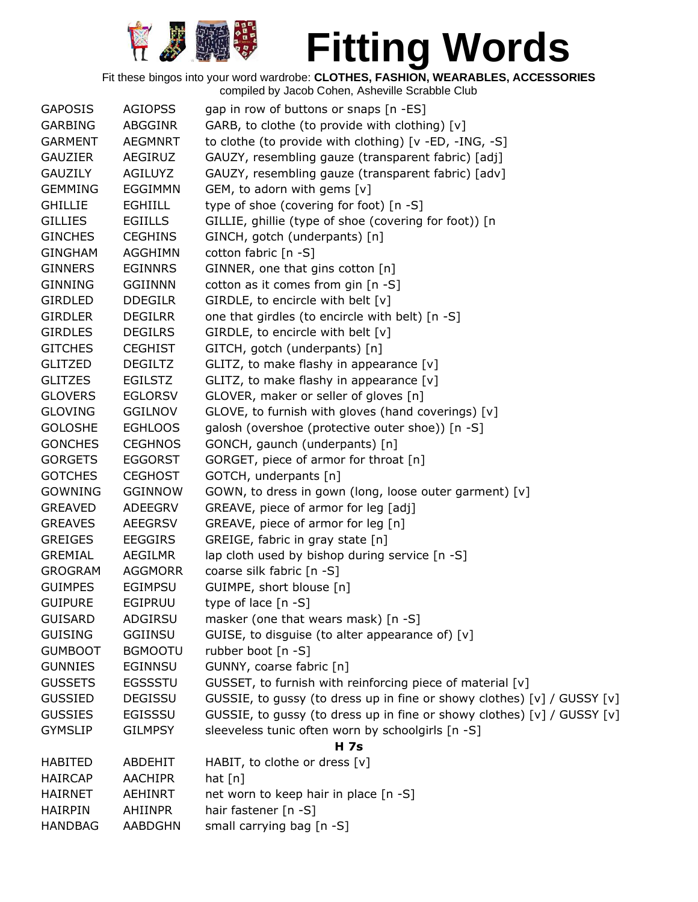# Fitting Words

Fit these bingos into your word wardrobe: **CLOTHES, FASHION, WEARABLES, ACCESSORIES**

compiled by Jacob Cohen, Asheville Scrabble Club

| | | |
|---|---|---|
| GAPOSIS | AGIOPSS | gap in row of buttons or snaps [n -ES] |
| GARBING | ABGGINR | GARB, to clothe (to provide with clothing) [v] |
| GARMENT | AEGMNRT | to clothe (to provide with clothing) [v -ED, -ING, -S] |
| GAUZIER | AEGIRUZ | GAUZY, resembling gauze (transparent fabric) [adj] |
| GAUZILY | AGILUYZ | GAUZY, resembling gauze (transparent fabric) [adv] |
| GEMMING | EGGIMMN | GEM, to adorn with gems [v] |
| GHILLIE | EGHIILL | type of shoe (covering for foot) [n -S] |
| GILLIES | EGIILLS | GILLIE, ghillie (type of shoe (covering for foot)) [n |
| GINCHES | CEGHINS | GINCH, gotch (underpants) [n] |
| GINGHAM | AGGHIMN | cotton fabric [n -S] |
| GINNERS | EGINNRS | GINNER, one that gins cotton [n] |
| GINNING | GGIINNN | cotton as it comes from gin [n -S] |
| GIRDLED | DDEGILR | GIRDLE, to encircle with belt [v] |
| GIRDLER | DEGILRR | one that girdles (to encircle with belt) [n -S] |
| GIRDLES | DEGILRS | GIRDLE, to encircle with belt [v] |
| GITCHES | CEGHIST | GITCH, gotch (underpants) [n] |
| GLITZED | DEGILTZ | GLITZ, to make flashy in appearance [v] |
| GLITZES | EGILSTZ | GLITZ, to make flashy in appearance [v] |
| GLOVERS | EGLORSV | GLOVER, maker or seller of gloves [n] |
| GLOVING | GGILNOV | GLOVE, to furnish with gloves (hand coverings) [v] |
| GOLOSHE | EGHLOOS | galosh (overshoe (protective outer shoe)) [n -S] |
| GONCHES | CEGHNOS | GONCH, gaunch (underpants) [n] |
| GORGETS | EGGORST | GORGET, piece of armor for throat [n] |
| GOTCHES | CEGHOST | GOTCH, underpants [n] |
| GOWNING | GGINNOW | GOWN, to dress in gown (long, loose outer garment) [v] |
| GREAVED | ADEEGRV | GREAVE, piece of armor for leg [adj] |
| GREAVES | AEEGRSV | GREAVE, piece of armor for leg [n] |
| GREIGES | EEGGIRS | GREIGE, fabric in gray state [n] |
| GREMIAL | AEGILMR | lap cloth used by bishop during service [n -S] |
| GROGRAM | AGGMORR | coarse silk fabric [n -S] |
| GUIMPES | EGIMPSU | GUIMPE, short blouse [n] |
| GUIPURE | EGIPRUU | type of lace [n -S] |
| GUISARD | ADGIRSU | masker (one that wears mask) [n -S] |
| GUISING | GGIINSU | GUISE, to disguise (to alter appearance of) [v] |
| GUMBOOT | BGMOOTU | rubber boot [n -S] |
| GUNNIES | EGINNSU | GUNNY, coarse fabric [n] |
| GUSSETS | EGSSSTU | GUSSET, to furnish with reinforcing piece of material [v] |
| GUSSIED | DEGISSU | GUSSIE, to gussy (to dress up in fine or showy clothes) [v] / GUSSY [v] |
| GUSSIES | EGISSSU | GUSSIE, to gussy (to dress up in fine or showy clothes) [v] / GUSSY [v] |
| GYMSLIP | GILMPSY | sleeveless tunic often worn by schoolgirls [n -S] |

**H 7s**

| | | |
|---|---|---|
| HABITED | ABDEHIT | HABIT, to clothe or dress [v] |
| HAIRCAP | AACHIPR | hat [n] |
| HAIRNET | AEHINRT | net worn to keep hair in place [n -S] |
| HAIRPIN | AHIINPR | hair fastener [n -S] |
| HANDBAG | AABDGHN | small carrying bag [n -S] |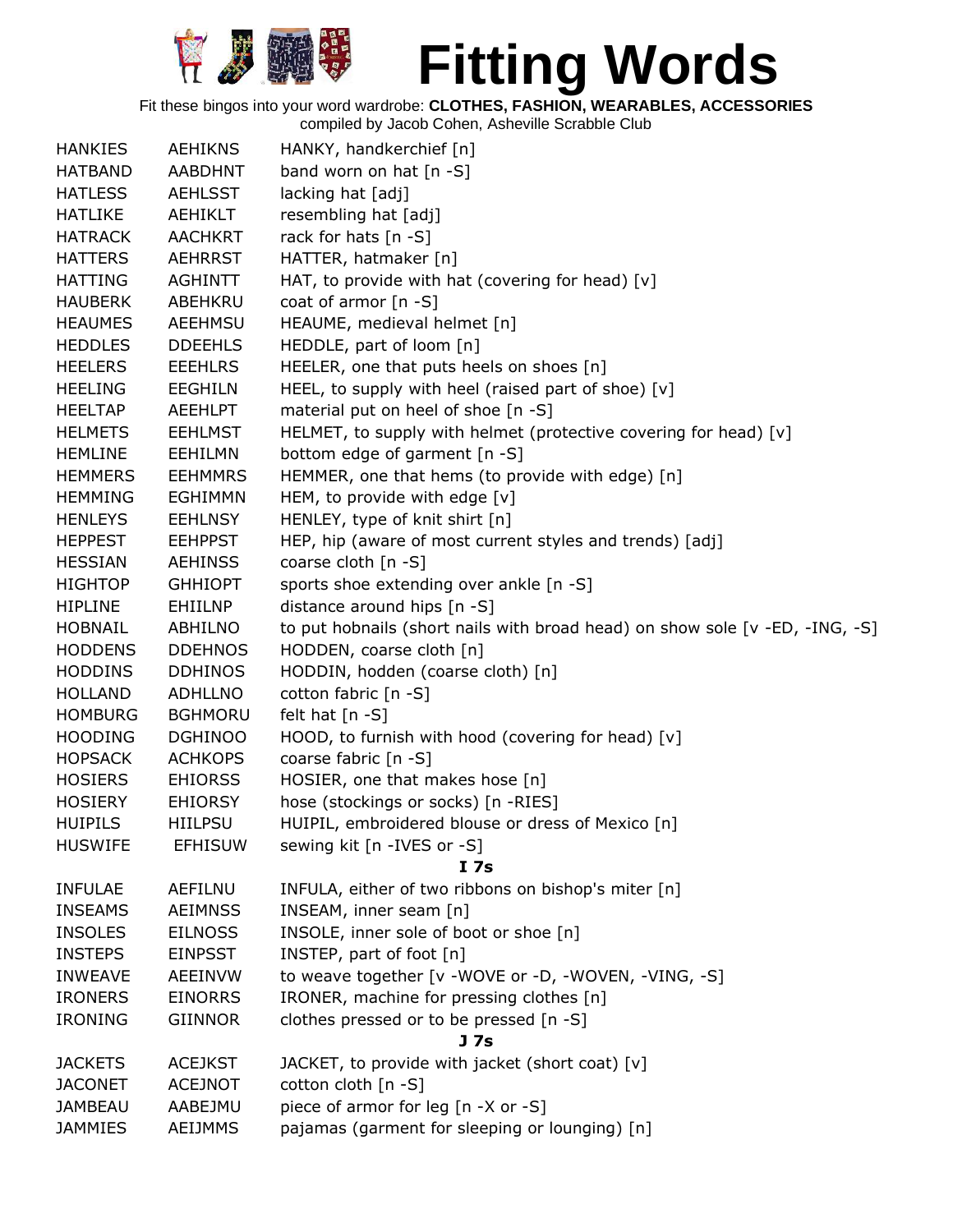# Fitting Words

Fit these bingos into your word wardrobe: **CLOTHES, FASHION, WEARABLES, ACCESSORIES**
compiled by Jacob Cohen, Asheville Scrabble Club

| | | |
|---|---|---|
| HANKIES | AEHIKNS | HANKY, handkerchief [n] |
| HATBAND | AABDHNT | band worn on hat [n -S] |
| HATLESS | AEHLSST | lacking hat [adj] |
| HATLIKE | AEHIKLT | resembling hat [adj] |
| HATRACK | AACHKRT | rack for hats [n -S] |
| HATTERS | AEHRRST | HATTER, hatmaker [n] |
| HATTING | AGHINTT | HAT, to provide with hat (covering for head) [v] |
| HAUBERK | ABEHKRU | coat of armor [n -S] |
| HEAUMES | AEEHMSU | HEAUME, medieval helmet [n] |
| HEDDLES | DDEEHLS | HEDDLE, part of loom [n] |
| HEELERS | EEEHLRS | HEELER, one that puts heels on shoes [n] |
| HEELING | EEGHILN | HEEL, to supply with heel (raised part of shoe) [v] |
| HEELTAP | AEEHLPT | material put on heel of shoe [n -S] |
| HELMETS | EEHLMST | HELMET, to supply with helmet (protective covering for head) [v] |
| HEMLINE | EEHILMN | bottom edge of garment [n -S] |
| HEMMERS | EEHMMRS | HEMMER, one that hems (to provide with edge) [n] |
| HEMMING | EGHIMMN | HEM, to provide with edge [v] |
| HENLEYS | EEHLNSY | HENLEY, type of knit shirt [n] |
| HEPPEST | EEHPPST | HEP, hip (aware of most current styles and trends) [adj] |
| HESSIAN | AEHINSS | coarse cloth [n -S] |
| HIGHTOP | GHHIOPT | sports shoe extending over ankle [n -S] |
| HIPLINE | EHIILNP | distance around hips [n -S] |
| HOBNAIL | ABHILNO | to put hobnails (short nails with broad head) on show sole [v -ED, -ING, -S] |
| HODDENS | DDEHNOS | HODDEN, coarse cloth [n] |
| HODDINS | DDHINOS | HODDIN, hodden (coarse cloth) [n] |
| HOLLAND | ADHLLNO | cotton fabric [n -S] |
| HOMBURG | BGHMORU | felt hat [n -S] |
| HOODING | DGHINOO | HOOD, to furnish with hood (covering for head) [v] |
| HOPSACK | ACHKOPS | coarse fabric [n -S] |
| HOSIERS | EHIORSS | HOSIER, one that makes hose [n] |
| HOSIERY | EHIORSY | hose (stockings or socks) [n -RIES] |
| HUIPILS | HIILPSU | HUIPIL, embroidered blouse or dress of Mexico [n] |
| HUSWIFE | EFHISUW | sewing kit [n -IVES or -S] |
| | | **I 7s** |
| INFULAE | AEFILNU | INFULA, either of two ribbons on bishop's miter [n] |
| INSEAMS | AEIMNSS | INSEAM, inner seam [n] |
| INSOLES | EILNOSS | INSOLE, inner sole of boot or shoe [n] |
| INSTEPS | EINPSST | INSTEP, part of foot [n] |
| INWEAVE | AEEINVW | to weave together [v -WOVE or -D, -WOVEN, -VING, -S] |
| IRONERS | EINORRS | IRONER, machine for pressing clothes [n] |
| IRONING | GIINNOR | clothes pressed or to be pressed [n -S] |
| | | **J 7s** |
| JACKETS | ACEJKST | JACKET, to provide with jacket (short coat) [v] |
| JACONET | ACEJNOT | cotton cloth [n -S] |
| JAMBEAU | AABEJMU | piece of armor for leg [n -X or -S] |
| JAMMIES | AEIJMMS | pajamas (garment for sleeping or lounging) [n] |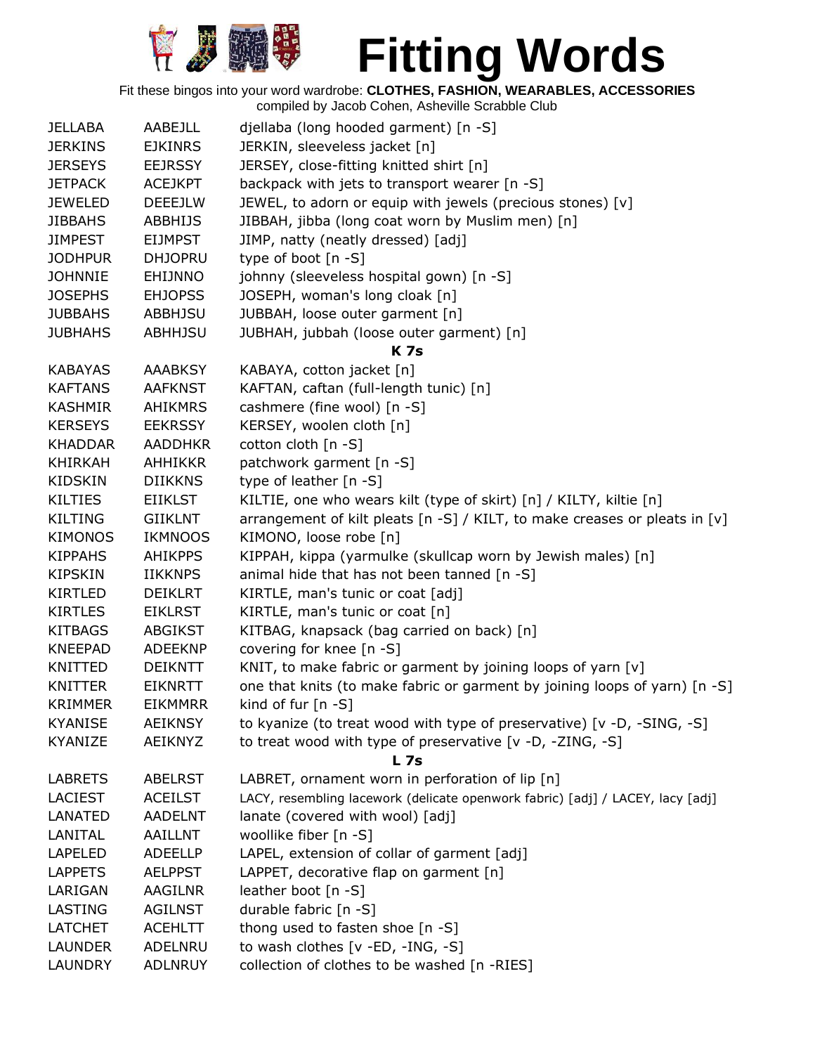# Fitting Words

Fit these bingos into your word wardrobe: **CLOTHES, FASHION, WEARABLES, ACCESSORIES**

compiled by Jacob Cohen, Asheville Scrabble Club

| | | |
|---|---|---|
| JELLABA | AABEJLL | djellaba (long hooded garment) [n -S] |
| JERKINS | EJKINRS | JERKIN, sleeveless jacket [n] |
| JERSEYS | EEJRSSY | JERSEY, close-fitting knitted shirt [n] |
| JETPACK | ACEJKPT | backpack with jets to transport wearer [n -S] |
| JEWELED | DEEEJLW | JEWEL, to adorn or equip with jewels (precious stones) [v] |
| JIBBAHS | ABBHIJS | JIBBAH, jibba (long coat worn by Muslim men) [n] |
| JIMPEST | EIJMPST | JIMP, natty (neatly dressed) [adj] |
| JODHPUR | DHJOPRU | type of boot [n -S] |
| JOHNNIE | EHIJNNO | johnny (sleeveless hospital gown) [n -S] |
| JOSEPHS | EHJOPSS | JOSEPH, woman's long cloak [n] |
| JUBBAHS | ABBHJSU | JUBBAH, loose outer garment [n] |
| JUBHAHS | ABHHJSU | JUBHAH, jubbah (loose outer garment) [n] |
| | | **K 7s** |
| KABAYAS | AAABKSY | KABAYA, cotton jacket [n] |
| KAFTANS | AAFKNST | KAFTAN, caftan (full-length tunic) [n] |
| KASHMIR | AHIKMRS | cashmere (fine wool) [n -S] |
| KERSEYS | EEKRSSY | KERSEY, woolen cloth [n] |
| KHADDAR | AADDHKR | cotton cloth [n -S] |
| KHIRKAH | AHHIKKR | patchwork garment [n -S] |
| KIDSKIN | DIIKKNS | type of leather [n -S] |
| KILTIES | EIIKLST | KILTIE, one who wears kilt (type of skirt) [n] / KILTY, kiltie [n] |
| KILTING | GIIKLNT | arrangement of kilt pleats [n -S] / KILT, to make creases or pleats in [v] |
| KIMONOS | IKMNOOS | KIMONO, loose robe [n] |
| KIPPAHS | AHIKPPS | KIPPAH, kippa (yarmulke (skullcap worn by Jewish males) [n] |
| KIPSKIN | IIKKNPS | animal hide that has not been tanned [n -S] |
| KIRTLED | DEIKLRT | KIRTLE, man's tunic or coat [adj] |
| KIRTLES | EIKLRST | KIRTLE, man's tunic or coat [n] |
| KITBAGS | ABGIKST | KITBAG, knapsack (bag carried on back) [n] |
| KNEEPAD | ADEEKNP | covering for knee [n -S] |
| KNITTED | DEIKNTT | KNIT, to make fabric or garment by joining loops of yarn [v] |
| KNITTER | EIKNRTT | one that knits (to make fabric or garment by joining loops of yarn) [n -S] |
| KRIMMER | EIKMMRR | kind of fur [n -S] |
| KYANISE | AEIKNSY | to kyanize (to treat wood with type of preservative) [v -D, -SING, -S] |
| KYANIZE | AEIKNYZ | to treat wood with type of preservative [v -D, -ZING, -S] |
| | | **L 7s** |
| LABRETS | ABELRST | LABRET, ornament worn in perforation of lip [n] |
| LACIEST | ACEILST | LACY, resembling lacework (delicate openwork fabric) [adj] / LACEY, lacy [adj] |
| LANATED | AADELNT | lanate (covered with wool) [adj] |
| LANITAL | AAILLNT | woollike fiber [n -S] |
| LAPELED | ADEELLP | LAPEL, extension of collar of garment [adj] |
| LAPPETS | AELPPST | LAPPET, decorative flap on garment [n] |
| LARIGAN | AAGILNR | leather boot [n -S] |
| LASTING | AGILNST | durable fabric [n -S] |
| LATCHET | ACEHLTT | thong used to fasten shoe [n -S] |
| LAUNDER | ADELNRU | to wash clothes [v -ED, -ING, -S] |
| LAUNDRY | ADLNRUY | collection of clothes to be washed [n -RIES] |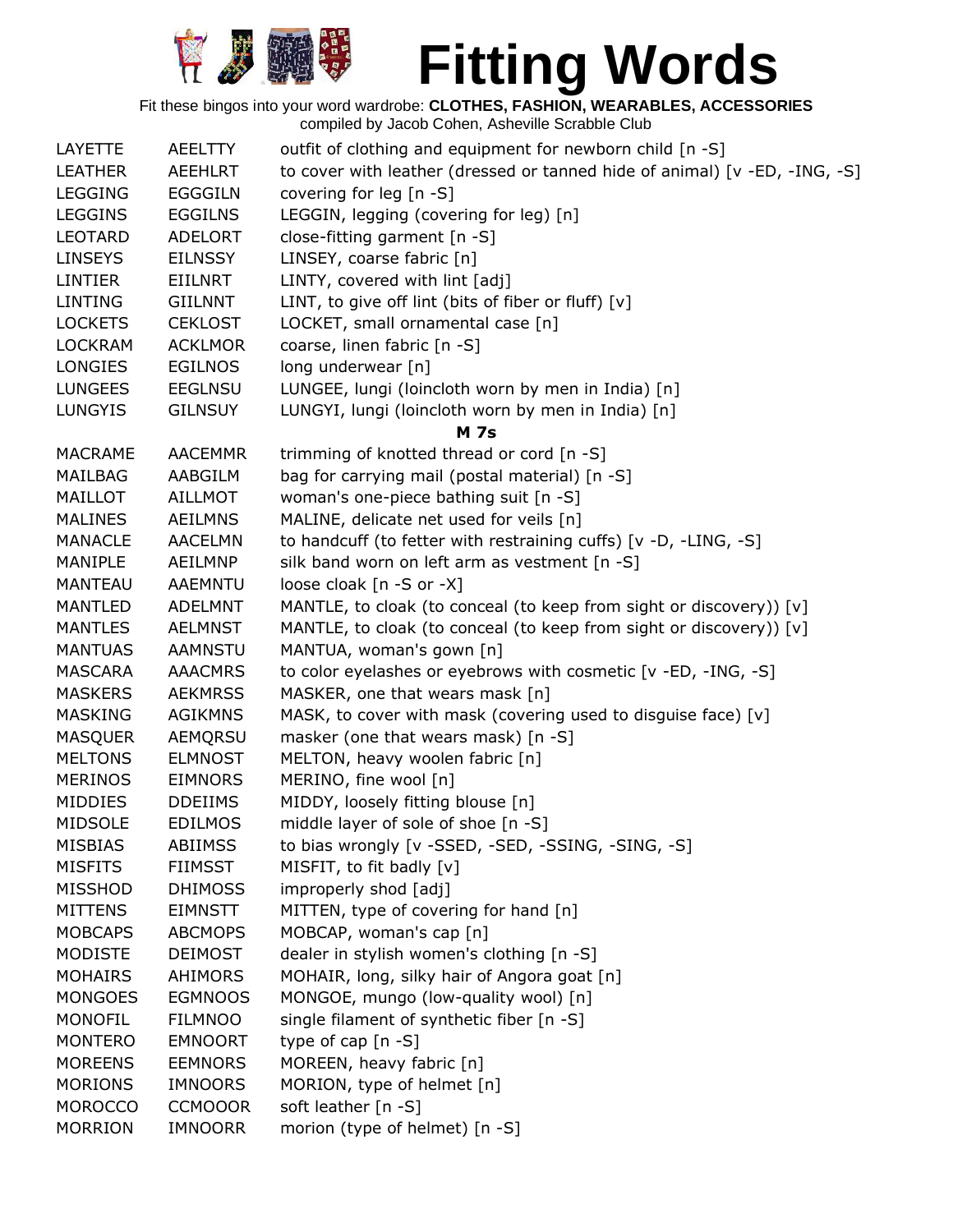# Fitting Words

Fit these bingos into your word wardrobe: **CLOTHES, FASHION, WEARABLES, ACCESSORIES**
compiled by Jacob Cohen, Asheville Scrabble Club

| | | |
|---|---|---|
| LAYETTE | AEELTTY | outfit of clothing and equipment for newborn child [n -S] |
| LEATHER | AEEHLRT | to cover with leather (dressed or tanned hide of animal) [v -ED, -ING, -S] |
| LEGGING | EGGGILN | covering for leg [n -S] |
| LEGGINS | EGGILNS | LEGGIN, legging (covering for leg) [n] |
| LEOTARD | ADELORT | close-fitting garment [n -S] |
| LINSEYS | EILNSSY | LINSEY, coarse fabric [n] |
| LINTIER | EIILNRT | LINTY, covered with lint [adj] |
| LINTING | GIILNNT | LINT, to give off lint (bits of fiber or fluff) [v] |
| LOCKETS | CEKLOST | LOCKET, small ornamental case [n] |
| LOCKRAM | ACKLMOR | coarse, linen fabric [n -S] |
| LONGIES | EGILNOS | long underwear [n] |
| LUNGEES | EEGLNSU | LUNGEE, lungi (loincloth worn by men in India) [n] |
| LUNGYIS | GILNSUY | LUNGYI, lungi (loincloth worn by men in India) [n] |
| | | **M 7s** |
| MACRAME | AACEMMR | trimming of knotted thread or cord [n -S] |
| MAILBAG | AABGILM | bag for carrying mail (postal material) [n -S] |
| MAILLOT | AILLMOT | woman's one-piece bathing suit [n -S] |
| MALINES | AEILMNS | MALINE, delicate net used for veils [n] |
| MANACLE | AACELMN | to handcuff (to fetter with restraining cuffs) [v -D, -LING, -S] |
| MANIPLE | AEILMNP | silk band worn on left arm as vestment [n -S] |
| MANTEAU | AAEMNTU | loose cloak [n -S or -X] |
| MANTLED | ADELMNT | MANTLE, to cloak (to conceal (to keep from sight or discovery)) [v] |
| MANTLES | AELMNST | MANTLE, to cloak (to conceal (to keep from sight or discovery)) [v] |
| MANTUAS | AAMNSTU | MANTUA, woman's gown [n] |
| MASCARA | AAACMRS | to color eyelashes or eyebrows with cosmetic [v -ED, -ING, -S] |
| MASKERS | AEKMRSS | MASKER, one that wears mask [n] |
| MASKING | AGIKMNS | MASK, to cover with mask (covering used to disguise face) [v] |
| MASQUER | AEMQRSU | masker (one that wears mask) [n -S] |
| MELTONS | ELMNOST | MELTON, heavy woolen fabric [n] |
| MERINOS | EIMNORS | MERINO, fine wool [n] |
| MIDDIES | DDEIIMS | MIDDY, loosely fitting blouse [n] |
| MIDSOLE | EDILMOS | middle layer of sole of shoe [n -S] |
| MISBIAS | ABIIMSS | to bias wrongly [v -SSED, -SED, -SSING, -SING, -S] |
| MISFITS | FIIMSST | MISFIT, to fit badly [v] |
| MISSHOD | DHIMOSS | improperly shod [adj] |
| MITTENS | EIMNSTT | MITTEN, type of covering for hand [n] |
| MOBCAPS | ABCMOPS | MOBCAP, woman's cap [n] |
| MODISTE | DEIMOST | dealer in stylish women's clothing [n -S] |
| MOHAIRS | AHIMORS | MOHAIR, long, silky hair of Angora goat [n] |
| MONGOES | EGMNOOS | MONGOE, mungo (low-quality wool) [n] |
| MONOFIL | FILMNOO | single filament of synthetic fiber [n -S] |
| MONTERO | EMNOORT | type of cap [n -S] |
| MOREENS | EEMNORS | MOREEN, heavy fabric [n] |
| MORIONS | IMNOORS | MORION, type of helmet [n] |
| MOROCCO | CCMOOOR | soft leather [n -S] |
| MORRION | IMNOORR | morion (type of helmet) [n -S] |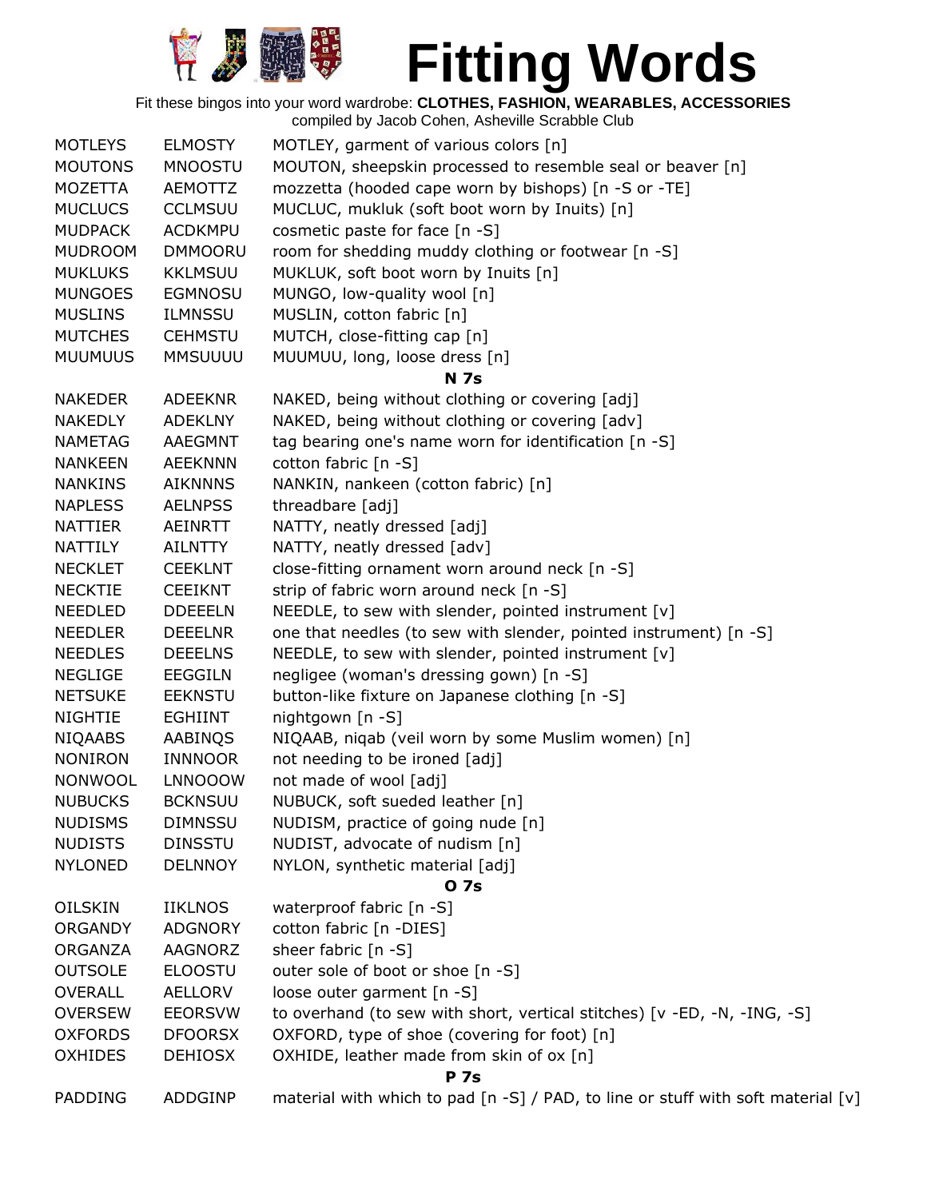# Fitting Words

Fit these bingos into your word wardrobe: **CLOTHES, FASHION, WEARABLES, ACCESSORIES**
compiled by Jacob Cohen, Asheville Scrabble Club

| | | |
|---|---|---|
| MOTLEYS | ELMOSTY | MOTLEY, garment of various colors [n] |
| MOUTONS | MNOOSTU | MOUTON, sheepskin processed to resemble seal or beaver [n] |
| MOZETTA | AEMOTTZ | mozzetta (hooded cape worn by bishops) [n -S or -TE] |
| MUCLUCS | CCLMSUU | MUCLUC, mukluk (soft boot worn by Inuits) [n] |
| MUDPACK | ACDKMPU | cosmetic paste for face [n -S] |
| MUDROOM | DMMOORU | room for shedding muddy clothing or footwear [n -S] |
| MUKLUKS | KKLMSUU | MUKLUK, soft boot worn by Inuits [n] |
| MUNGOES | EGMNOSU | MUNGO, low-quality wool [n] |
| MUSLINS | ILMNSSU | MUSLIN, cotton fabric [n] |
| MUTCHES | CEHMSTU | MUTCH, close-fitting cap [n] |
| MUUMUUS | MMSUUUU | MUUMUU, long, loose dress [n] |
| | | **N 7s** |
| NAKEDER | ADEEKNR | NAKED, being without clothing or covering [adj] |
| NAKEDLY | ADEKLNY | NAKED, being without clothing or covering [adv] |
| NAMETAG | AAEGMNT | tag bearing one's name worn for identification [n -S] |
| NANKEEN | AEEKNNN | cotton fabric [n -S] |
| NANKINS | AIKNNNS | NANKIN, nankeen (cotton fabric) [n] |
| NAPLESS | AELNPSS | threadbare [adj] |
| NATTIER | AEINRTT | NATTY, neatly dressed [adj] |
| NATTILY | AILNTTY | NATTY, neatly dressed [adv] |
| NECKLET | CEEKLNT | close-fitting ornament worn around neck [n -S] |
| NECKTIE | CEEIKNT | strip of fabric worn around neck [n -S] |
| NEEDLED | DDEEELN | NEEDLE, to sew with slender, pointed instrument [v] |
| NEEDLER | DEEELNR | one that needles (to sew with slender, pointed instrument) [n -S] |
| NEEDLES | DEEELNS | NEEDLE, to sew with slender, pointed instrument [v] |
| NEGLIGE | EEGGILN | negligee (woman's dressing gown) [n -S] |
| NETSUKE | EEKNSTU | button-like fixture on Japanese clothing [n -S] |
| NIGHTIE | EGHIINT | nightgown [n -S] |
| NIQAABS | AABINQS | NIQAAB, niqab (veil worn by some Muslim women) [n] |
| NONIRON | INNNOOR | not needing to be ironed [adj] |
| NONWOOL | LNNOOOW | not made of wool [adj] |
| NUBUCKS | BCKNSUU | NUBUCK, soft sueded leather [n] |
| NUDISMS | DIMNSSU | NUDISM, practice of going nude [n] |
| NUDISTS | DINSSTU | NUDIST, advocate of nudism [n] |
| NYLONED | DELNNOY | NYLON, synthetic material [adj] |
| | | **O 7s** |
| OILSKIN | IIKLNOS | waterproof fabric [n -S] |
| ORGANDY | ADGNORY | cotton fabric [n -DIES] |
| ORGANZA | AAGNORZ | sheer fabric [n -S] |
| OUTSOLE | ELOOSTU | outer sole of boot or shoe [n -S] |
| OVERALL | AELLORV | loose outer garment [n -S] |
| OVERSEW | EEORSVW | to overhand (to sew with short, vertical stitches) [v -ED, -N, -ING, -S] |
| OXFORDS | DFOORSX | OXFORD, type of shoe (covering for foot) [n] |
| OXHIDES | DEHIOSX | OXHIDE, leather made from skin of ox [n] |
| | | **P 7s** |
| PADDING | ADDGINP | material with which to pad [n -S] / PAD, to line or stuff with soft material [v] |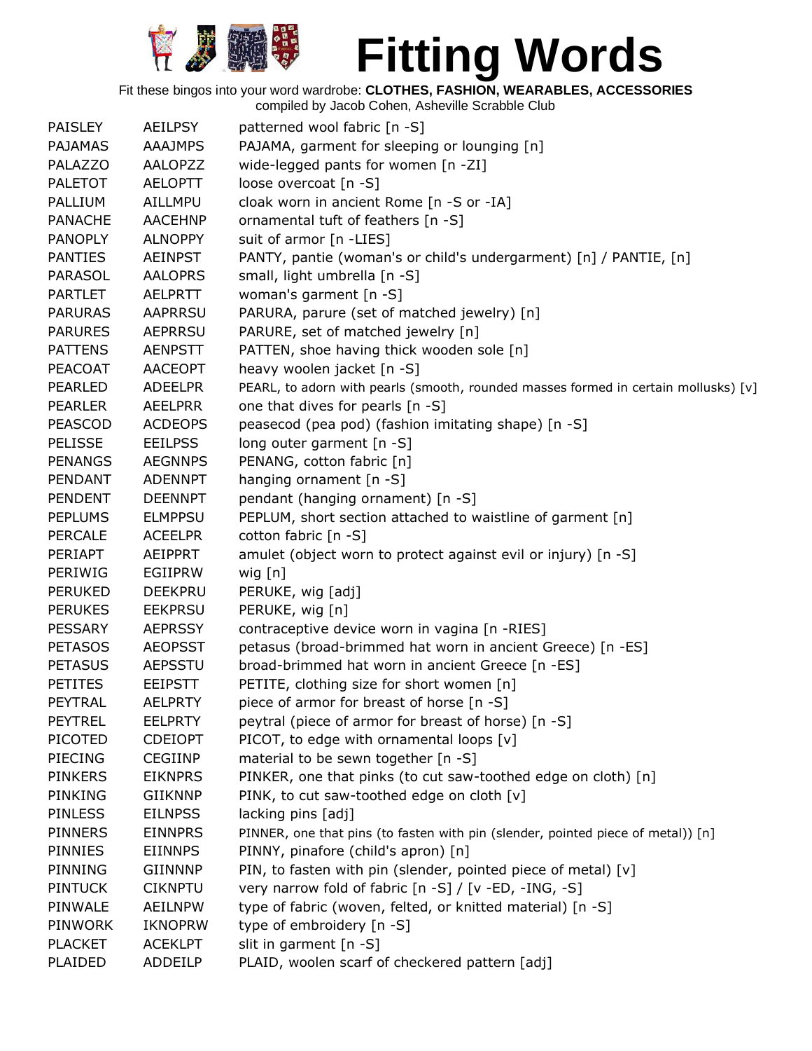# Fitting Words

Fit these bingos into your word wardrobe: **CLOTHES, FASHION, WEARABLES, ACCESSORIES**

compiled by Jacob Cohen, Asheville Scrabble Club

| | | |
|---|---|---|
| PAISLEY | AEILPSY | patterned wool fabric [n -S] |
| PAJAMAS | AAAJMPS | PAJAMA, garment for sleeping or lounging [n] |
| PALAZZO | AALOPZZ | wide-legged pants for women [n -ZI] |
| PALETOT | AELOPTT | loose overcoat [n -S] |
| PALLIUM | AILLMPU | cloak worn in ancient Rome [n -S or -IA] |
| PANACHE | AACEHNP | ornamental tuft of feathers [n -S] |
| PANOPLY | ALNOPPY | suit of armor [n -LIES] |
| PANTIES | AEINPST | PANTY, pantie (woman's or child's undergarment) [n] / PANTIE, [n] |
| PARASOL | AALOPRS | small, light umbrella [n -S] |
| PARTLET | AELPRTT | woman's garment [n -S] |
| PARURAS | AAPRRSU | PARURA, parure (set of matched jewelry) [n] |
| PARURES | AEPRRSU | PARURE, set of matched jewelry [n] |
| PATTENS | AENPSTT | PATTEN, shoe having thick wooden sole [n] |
| PEACOAT | AACEOPT | heavy woolen jacket [n -S] |
| PEARLED | ADEELPR | PEARL, to adorn with pearls (smooth, rounded masses formed in certain mollusks) [v] |
| PEARLER | AEELPRR | one that dives for pearls [n -S] |
| PEASCOD | ACDEOPS | peasecod (pea pod) (fashion imitating shape) [n -S] |
| PELISSE | EEILPSS | long outer garment [n -S] |
| PENANGS | AEGNNPS | PENANG, cotton fabric [n] |
| PENDANT | ADENNPT | hanging ornament [n -S] |
| PENDENT | DEENNPT | pendant (hanging ornament) [n -S] |
| PEPLUMS | ELMPPSU | PEPLUM, short section attached to waistline of garment [n] |
| PERCALE | ACEELPR | cotton fabric [n -S] |
| PERIAPT | AEIPPRT | amulet (object worn to protect against evil or injury) [n -S] |
| PERIWIG | EGIIPRW | wig [n] |
| PERUKED | DEEKPRU | PERUKE, wig [adj] |
| PERUKES | EEKPRSU | PERUKE, wig [n] |
| PESSARY | AEPRSSY | contraceptive device worn in vagina [n -RIES] |
| PETASOS | AEOPSST | petasus (broad-brimmed hat worn in ancient Greece) [n -ES] |
| PETASUS | AEPSSTU | broad-brimmed hat worn in ancient Greece [n -ES] |
| PETITES | EEIPSTT | PETITE, clothing size for short women [n] |
| PEYTRAL | AELPRTY | piece of armor for breast of horse [n -S] |
| PEYTREL | EELPRTY | peytral (piece of armor for breast of horse) [n -S] |
| PICOTED | CDEIOPT | PICOT, to edge with ornamental loops [v] |
| PIECING | CEGIINP | material to be sewn together [n -S] |
| PINKERS | EIKNPRS | PINKER, one that pinks (to cut saw-toothed edge on cloth) [n] |
| PINKING | GIIKNNP | PINK, to cut saw-toothed edge on cloth [v] |
| PINLESS | EILNPSS | lacking pins [adj] |
| PINNERS | EINNPRS | PINNER, one that pins (to fasten with pin (slender, pointed piece of metal)) [n] |
| PINNIES | EIINNPS | PINNY, pinafore (child's apron) [n] |
| PINNING | GIINNNP | PIN, to fasten with pin (slender, pointed piece of metal) [v] |
| PINTUCK | CIKNPTU | very narrow fold of fabric [n -S] / [v -ED, -ING, -S] |
| PINWALE | AEILNPW | type of fabric (woven, felted, or knitted material) [n -S] |
| PINWORK | IKNOPRW | type of embroidery [n -S] |
| PLACKET | ACEKLPT | slit in garment [n -S] |
| PLAIDED | ADDEILP | PLAID, woolen scarf of checkered pattern [adj] |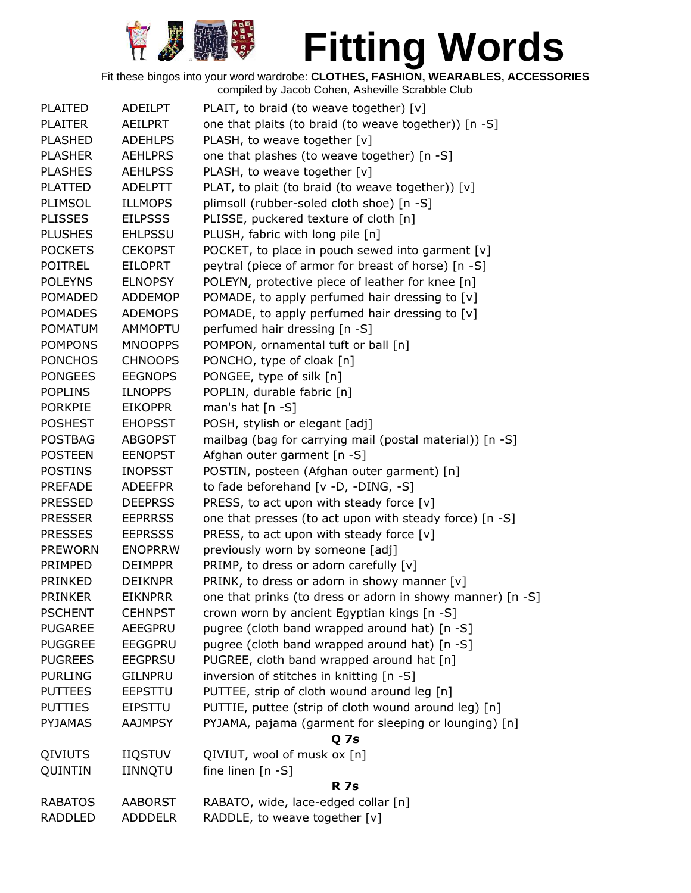# Fitting Words

Fit these bingos into your word wardrobe: **CLOTHES, FASHION, WEARABLES, ACCESSORIES**
compiled by Jacob Cohen, Asheville Scrabble Club

| | | |
|---|---|---|
| PLAITED | ADEILPT | PLAIT, to braid (to weave together) [v] |
| PLAITER | AEILPRT | one that plaits (to braid (to weave together)) [n -S] |
| PLASHED | ADEHLPS | PLASH, to weave together [v] |
| PLASHER | AEHLPRS | one that plashes (to weave together) [n -S] |
| PLASHES | AEHLPSS | PLASH, to weave together [v] |
| PLATTED | ADELPTT | PLAT, to plait (to braid (to weave together)) [v] |
| PLIMSOL | ILLMOPS | plimsoll (rubber-soled cloth shoe) [n -S] |
| PLISSES | EILPSSS | PLISSE, puckered texture of cloth [n] |
| PLUSHES | EHLPSSU | PLUSH, fabric with long pile [n] |
| POCKETS | CEKOPST | POCKET, to place in pouch sewed into garment [v] |
| POITREL | EILOPRT | peytral (piece of armor for breast of horse) [n -S] |
| POLEYNS | ELNOPSY | POLEYN, protective piece of leather for knee [n] |
| POMADED | ADDEMOP | POMADE, to apply perfumed hair dressing to [v] |
| POMADES | ADEMOPS | POMADE, to apply perfumed hair dressing to [v] |
| POMATUM | AMMOPTU | perfumed hair dressing [n -S] |
| POMPONS | MNOOPPS | POMPON, ornamental tuft or ball [n] |
| PONCHOS | CHNOOPS | PONCHO, type of cloak [n] |
| PONGEES | EEGNOPS | PONGEE, type of silk [n] |
| POPLINS | ILNOPPS | POPLIN, durable fabric [n] |
| PORKPIE | EIKOPPR | man's hat [n -S] |
| POSHEST | EHOPSST | POSH, stylish or elegant [adj] |
| POSTBAG | ABGOPST | mailbag (bag for carrying mail (postal material)) [n -S] |
| POSTEEN | EENOPST | Afghan outer garment [n -S] |
| POSTINS | INOPSST | POSTIN, posteen (Afghan outer garment) [n] |
| PREFADE | ADEEFPR | to fade beforehand [v -D, -DING, -S] |
| PRESSED | DEEPRSS | PRESS, to act upon with steady force [v] |
| PRESSER | EEPRRSS | one that presses (to act upon with steady force) [n -S] |
| PRESSES | EEPRSSS | PRESS, to act upon with steady force [v] |
| PREWORN | ENOPRRW | previously worn by someone [adj] |
| PRIMPED | DEIMPPR | PRIMP, to dress or adorn carefully [v] |
| PRINKED | DEIKNPR | PRINK, to dress or adorn in showy manner [v] |
| PRINKER | EIKNPRR | one that prinks (to dress or adorn in showy manner) [n -S] |
| PSCHENT | CEHNPST | crown worn by ancient Egyptian kings [n -S] |
| PUGAREE | AEEGPRU | pugree (cloth band wrapped around hat) [n -S] |
| PUGGREE | EEGGPRU | pugree (cloth band wrapped around hat) [n -S] |
| PUGREES | EEGPRSU | PUGREE, cloth band wrapped around hat [n] |
| PURLING | GILNPRU | inversion of stitches in knitting [n -S] |
| PUTTEES | EEPSTTU | PUTTEE, strip of cloth wound around leg [n] |
| PUTTIES | EIPSTTU | PUTTIE, puttee (strip of cloth wound around leg) [n] |
| PYJAMAS | AAJMPSY | PYJAMA, pajama (garment for sleeping or lounging) [n] |

**Q 7s**

| | | |
|---|---|---|
| QIVIUTS | IIQSTUV | QIVIUT, wool of musk ox [n] |
| QUINTIN | IINNQTU | fine linen [n -S] |

**R 7s**

| | | |
|---|---|---|
| RABATOS | AABORST | RABATO, wide, lace-edged collar [n] |
| RADDLED | ADDDELR | RADDLE, to weave together [v] |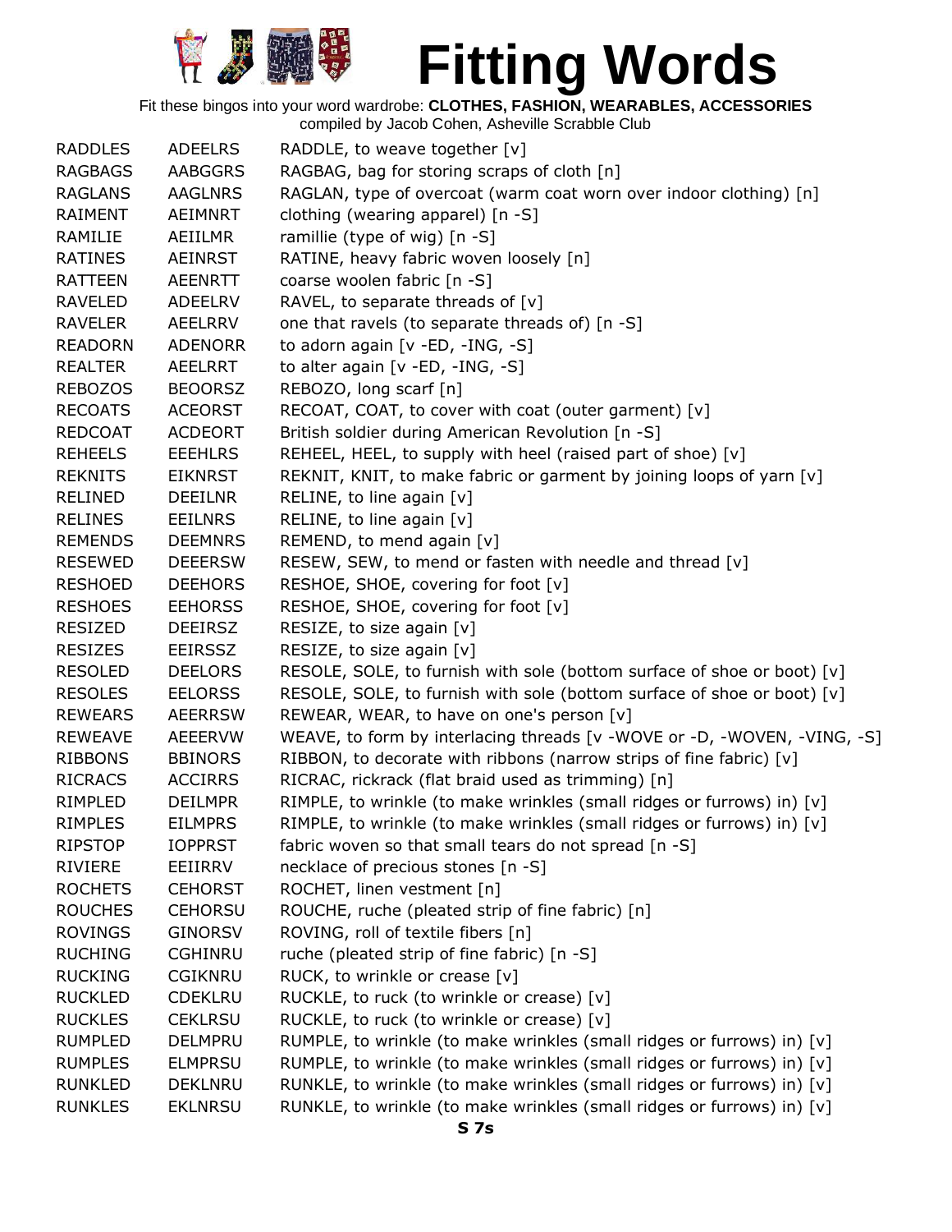# Fitting Words

Fit these bingos into your word wardrobe: **CLOTHES, FASHION, WEARABLES, ACCESSORIES**

compiled by Jacob Cohen, Asheville Scrabble Club

| | | |
|---|---|---|
| RADDLES | ADEELRS | RADDLE, to weave together [v] |
| RAGBAGS | AABGGRS | RAGBAG, bag for storing scraps of cloth [n] |
| RAGLANS | AAGLNRS | RAGLAN, type of overcoat (warm coat worn over indoor clothing) [n] |
| RAIMENT | AEIMNRT | clothing (wearing apparel) [n -S] |
| RAMILIE | AEIILMR | ramillie (type of wig) [n -S] |
| RATINES | AEINRST | RATINE, heavy fabric woven loosely [n] |
| RATTEEN | AEENRTT | coarse woolen fabric [n -S] |
| RAVELED | ADEELRV | RAVEL, to separate threads of [v] |
| RAVELER | AEELRRV | one that ravels (to separate threads of) [n -S] |
| READORN | ADENORR | to adorn again [v -ED, -ING, -S] |
| REALTER | AEELRRT | to alter again [v -ED, -ING, -S] |
| REBOZOS | BEOORSZ | REBOZO, long scarf [n] |
| RECOATS | ACEORST | RECOAT, COAT, to cover with coat (outer garment) [v] |
| REDCOAT | ACDEORT | British soldier during American Revolution [n -S] |
| REHEELS | EEEHLRS | REHEEL, HEEL, to supply with heel (raised part of shoe) [v] |
| REKNITS | EIKNRST | REKNIT, KNIT, to make fabric or garment by joining loops of yarn [v] |
| RELINED | DEEILNR | RELINE, to line again [v] |
| RELINES | EEILNRS | RELINE, to line again [v] |
| REMENDS | DEEMNRS | REMEND, to mend again [v] |
| RESEWED | DEEERSW | RESEW, SEW, to mend or fasten with needle and thread [v] |
| RESHOED | DEEHORS | RESHOE, SHOE, covering for foot [v] |
| RESHOES | EEHORSS | RESHOE, SHOE, covering for foot [v] |
| RESIZED | DEEIRSZ | RESIZE, to size again [v] |
| RESIZES | EEIRSSZ | RESIZE, to size again [v] |
| RESOLED | DEELORS | RESOLE, SOLE, to furnish with sole (bottom surface of shoe or boot) [v] |
| RESOLES | EELORSS | RESOLE, SOLE, to furnish with sole (bottom surface of shoe or boot) [v] |
| REWEARS | AEERRSW | REWEAR, WEAR, to have on one's person [v] |
| REWEAVE | AEEERVW | WEAVE, to form by interlacing threads [v -WOVE or -D, -WOVEN, -VING, -S] |
| RIBBONS | BBINORS | RIBBON, to decorate with ribbons (narrow strips of fine fabric) [v] |
| RICRACS | ACCIRRS | RICRAC, rickrack (flat braid used as trimming) [n] |
| RIMPLED | DEILMPR | RIMPLE, to wrinkle (to make wrinkles (small ridges or furrows) in) [v] |
| RIMPLES | EILMPRS | RIMPLE, to wrinkle (to make wrinkles (small ridges or furrows) in) [v] |
| RIPSTOP | IOPPRST | fabric woven so that small tears do not spread [n -S] |
| RIVIERE | EEIIRRV | necklace of precious stones [n -S] |
| ROCHETS | CEHORST | ROCHET, linen vestment [n] |
| ROUCHES | CEHORSU | ROUCHE, ruche (pleated strip of fine fabric) [n] |
| ROVINGS | GINORSV | ROVING, roll of textile fibers [n] |
| RUCHING | CGHINRU | ruche (pleated strip of fine fabric) [n -S] |
| RUCKING | CGIKNRU | RUCK, to wrinkle or crease [v] |
| RUCKLED | CDEKLRU | RUCKLE, to ruck (to wrinkle or crease) [v] |
| RUCKLES | CEKLRSU | RUCKLE, to ruck (to wrinkle or crease) [v] |
| RUMPLED | DELMPRU | RUMPLE, to wrinkle (to make wrinkles (small ridges or furrows) in) [v] |
| RUMPLES | ELMPRSU | RUMPLE, to wrinkle (to make wrinkles (small ridges or furrows) in) [v] |
| RUNKLED | DEKLNRU | RUNKLE, to wrinkle (to make wrinkles (small ridges or furrows) in) [v] |
| RUNKLES | EKLNRSU | RUNKLE, to wrinkle (to make wrinkles (small ridges or furrows) in) [v] |

**S 7s**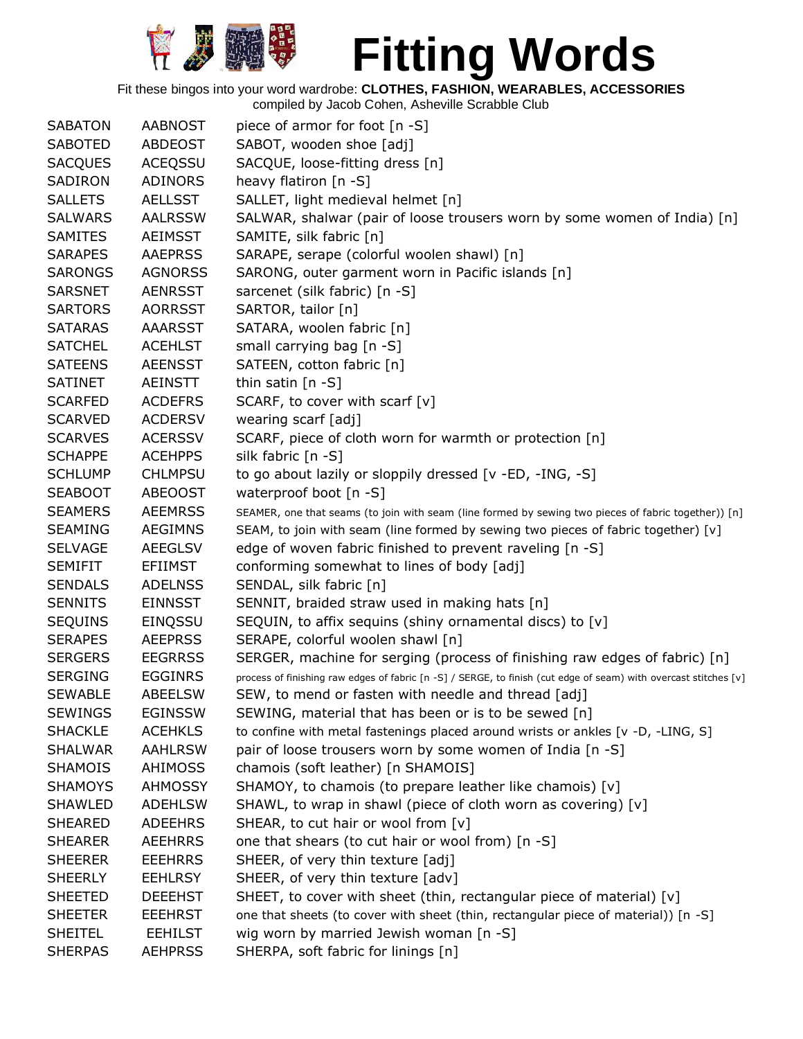# Fitting Words

Fit these bingos into your word wardrobe: **CLOTHES, FASHION, WEARABLES, ACCESSORIES**
compiled by Jacob Cohen, Asheville Scrabble Club

| | | |
|---|---|---|
| SABATON | AABNOST | piece of armor for foot [n -S] |
| SABOTED | ABDEOST | SABOT, wooden shoe [adj] |
| SACQUES | ACEQSSU | SACQUE, loose-fitting dress [n] |
| SADIRON | ADINORS | heavy flatiron [n -S] |
| SALLETS | AELLSST | SALLET, light medieval helmet [n] |
| SALWARS | AALRSSW | SALWAR, shalwar (pair of loose trousers worn by some women of India) [n] |
| SAMITES | AEIMSST | SAMITE, silk fabric [n] |
| SARAPES | AAEPRSS | SARAPE, serape (colorful woolen shawl) [n] |
| SARONGS | AGNORSS | SARONG, outer garment worn in Pacific islands [n] |
| SARSNET | AENRSST | sarcenet (silk fabric) [n -S] |
| SARTORS | AORRSST | SARTOR, tailor [n] |
| SATARAS | AAARSST | SATARA, woolen fabric [n] |
| SATCHEL | ACEHLST | small carrying bag [n -S] |
| SATEENS | AEENSST | SATEEN, cotton fabric [n] |
| SATINET | AEINSTT | thin satin [n -S] |
| SCARFED | ACDEFRS | SCARF, to cover with scarf [v] |
| SCARVED | ACDERSV | wearing scarf [adj] |
| SCARVES | ACERSSV | SCARF, piece of cloth worn for warmth or protection [n] |
| SCHAPPE | ACEHPPS | silk fabric [n -S] |
| SCHLUMP | CHLMPSU | to go about lazily or sloppily dressed [v -ED, -ING, -S] |
| SEABOOT | ABEOOST | waterproof boot [n -S] |
| SEAMERS | AEEMRSS | SEAMER, one that seams (to join with seam (line formed by sewing two pieces of fabric together)) [n] |
| SEAMING | AEGIMNS | SEAM, to join with seam (line formed by sewing two pieces of fabric together) [v] |
| SELVAGE | AEEGLSV | edge of woven fabric finished to prevent raveling [n -S] |
| SEMIFIT | EFIIMST | conforming somewhat to lines of body [adj] |
| SENDALS | ADELNSS | SENDAL, silk fabric [n] |
| SENNITS | EINNSST | SENNIT, braided straw used in making hats [n] |
| SEQUINS | EINQSSU | SEQUIN, to affix sequins (shiny ornamental discs) to [v] |
| SERAPES | AEEPRSS | SERAPE, colorful woolen shawl [n] |
| SERGERS | EEGRRSS | SERGER, machine for serging (process of finishing raw edges of fabric) [n] |
| SERGING | EGGINRS | process of finishing raw edges of fabric [n -S] / SERGE, to finish (cut edge of seam) with overcast stitches [v] |
| SEWABLE | ABEELSW | SEW, to mend or fasten with needle and thread [adj] |
| SEWINGS | EGINSSW | SEWING, material that has been or is to be sewed [n] |
| SHACKLE | ACEHKLS | to confine with metal fastenings placed around wrists or ankles [v -D, -LING, S] |
| SHALWAR | AAHLRSW | pair of loose trousers worn by some women of India [n -S] |
| SHAMOIS | AHIMOSS | chamois (soft leather) [n SHAMOIS] |
| SHAMOYS | AHMOSSY | SHAMOY, to chamois (to prepare leather like chamois) [v] |
| SHAWLED | ADEHLSW | SHAWL, to wrap in shawl (piece of cloth worn as covering) [v] |
| SHEARED | ADEEHRS | SHEAR, to cut hair or wool from [v] |
| SHEARER | AEEHRRS | one that shears (to cut hair or wool from) [n -S] |
| SHEERER | EEEHRRS | SHEER, of very thin texture [adj] |
| SHEERLY | EEHLRSY | SHEER, of very thin texture [adv] |
| SHEETED | DEEEHST | SHEET, to cover with sheet (thin, rectangular piece of material) [v] |
| SHEETER | EEEHRST | one that sheets (to cover with sheet (thin, rectangular piece of material)) [n -S] |
| SHEITEL | EEHILST | wig worn by married Jewish woman [n -S] |
| SHERPAS | AEHPRSS | SHERPA, soft fabric for linings [n] |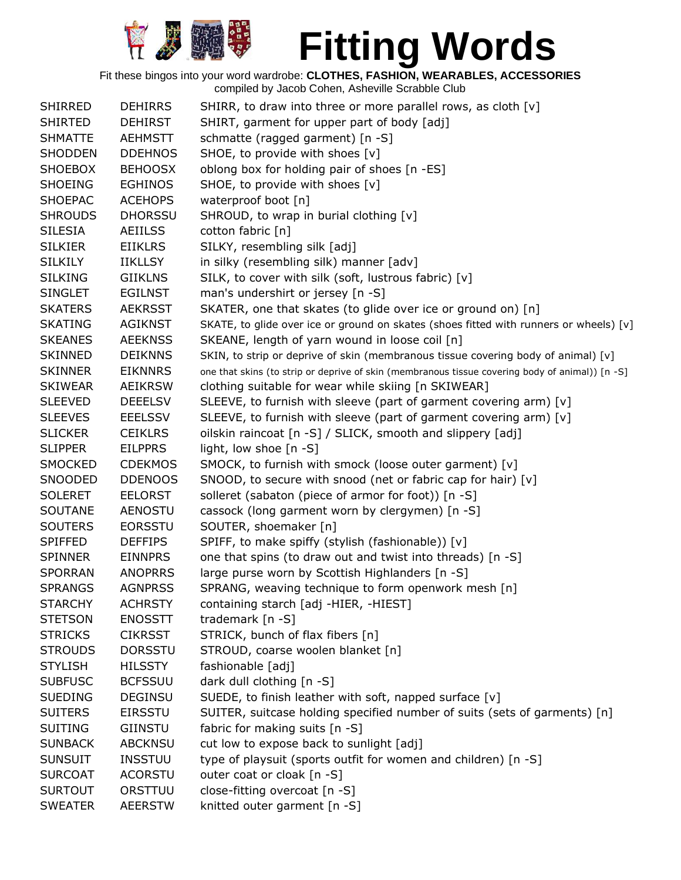# Fitting Words

Fit these bingos into your word wardrobe: **CLOTHES, FASHION, WEARABLES, ACCESSORIES**
compiled by Jacob Cohen, Asheville Scrabble Club

| | | |
|---|---|---|
| SHIRRED | DEHIRRS | SHIRR, to draw into three or more parallel rows, as cloth [v] |
| SHIRTED | DEHIRST | SHIRT, garment for upper part of body [adj] |
| SHMATTE | AEHMSTT | schmatte (ragged garment) [n -S] |
| SHODDEN | DDEHNOS | SHOE, to provide with shoes [v] |
| SHOEBOX | BEHOOSX | oblong box for holding pair of shoes [n -ES] |
| SHOEING | EGHINOS | SHOE, to provide with shoes [v] |
| SHOEPAC | ACEHOPS | waterproof boot [n] |
| SHROUDS | DHORSSU | SHROUD, to wrap in burial clothing [v] |
| SILESIA | AEIILSS | cotton fabric [n] |
| SILKIER | EIIKLRS | SILKY, resembling silk [adj] |
| SILKILY | IIKLLSY | in silky (resembling silk) manner [adv] |
| SILKING | GIIKLNS | SILK, to cover with silk (soft, lustrous fabric) [v] |
| SINGLET | EGILNST | man's undershirt or jersey [n -S] |
| SKATERS | AEKRSST | SKATER, one that skates (to glide over ice or ground on) [n] |
| SKATING | AGIKNST | SKATE, to glide over ice or ground on skates (shoes fitted with runners or wheels) [v] |
| SKEANES | AEEKNSS | SKEANE, length of yarn wound in loose coil [n] |
| SKINNED | DEIKNNS | SKIN, to strip or deprive of skin (membranous tissue covering body of animal) [v] |
| SKINNER | EIKNNRS | one that skins (to strip or deprive of skin (membranous tissue covering body of animal)) [n -S] |
| SKIWEAR | AEIKRSW | clothing suitable for wear while skiing [n SKIWEAR] |
| SLEEVED | DEEELSV | SLEEVE, to furnish with sleeve (part of garment covering arm) [v] |
| SLEEVES | EEELSSV | SLEEVE, to furnish with sleeve (part of garment covering arm) [v] |
| SLICKER | CEIKLRS | oilskin raincoat [n -S] / SLICK, smooth and slippery [adj] |
| SLIPPER | EILPPRS | light, low shoe [n -S] |
| SMOCKED | CDEKMOS | SMOCK, to furnish with smock (loose outer garment) [v] |
| SNOODED | DDENOOS | SNOOD, to secure with snood (net or fabric cap for hair) [v] |
| SOLERET | EELORST | solleret (sabaton (piece of armor for foot)) [n -S] |
| SOUTANE | AENOSTU | cassock (long garment worn by clergymen) [n -S] |
| SOUTERS | EORSSTU | SOUTER, shoemaker [n] |
| SPIFFED | DEFFIPS | SPIFF, to make spiffy (stylish (fashionable)) [v] |
| SPINNER | EINNPRS | one that spins (to draw out and twist into threads) [n -S] |
| SPORRAN | ANOPRRS | large purse worn by Scottish Highlanders [n -S] |
| SPRANGS | AGNPRSS | SPRANG, weaving technique to form openwork mesh [n] |
| STARCHY | ACHRSTY | containing starch [adj -HIER, -HIEST] |
| STETSON | ENOSSTT | trademark [n -S] |
| STRICKS | CIKRSST | STRICK, bunch of flax fibers [n] |
| STROUDS | DORSSTU | STROUD, coarse woolen blanket [n] |
| STYLISH | HILSSTY | fashionable [adj] |
| SUBFUSC | BCFSSUU | dark dull clothing [n -S] |
| SUEDING | DEGINSU | SUEDE, to finish leather with soft, napped surface [v] |
| SUITERS | EIRSSTU | SUITER, suitcase holding specified number of suits (sets of garments) [n] |
| SUITING | GIINSTU | fabric for making suits [n -S] |
| SUNBACK | ABCKNSU | cut low to expose back to sunlight [adj] |
| SUNSUIT | INSSTUU | type of playsuit (sports outfit for women and children) [n -S] |
| SURCOAT | ACORSTU | outer coat or cloak [n -S] |
| SURTOUT | ORSTTUU | close-fitting overcoat [n -S] |
| SWEATER | AEERSTW | knitted outer garment [n -S] |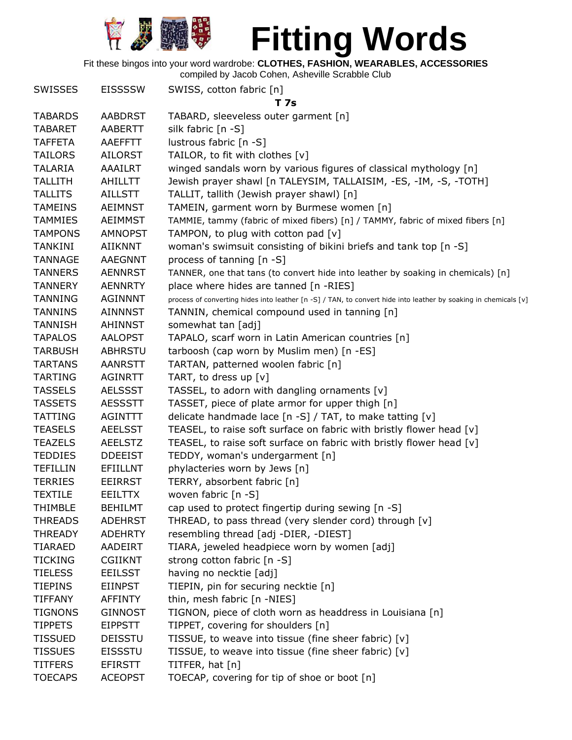# Fitting Words

Fit these bingos into your word wardrobe: **CLOTHES, FASHION, WEARABLES, ACCESSORIES**
compiled by Jacob Cohen, Asheville Scrabble Club

| | | |
|---|---|---|
| SWISSES | EISSSSW | SWISS, cotton fabric [n] |
| | | **T 7s** |
| TABARDS | AABDRST | TABARD, sleeveless outer garment [n] |
| TABARET | AABERTT | silk fabric [n -S] |
| TAFFETA | AAEFFTT | lustrous fabric [n -S] |
| TAILORS | AILORST | TAILOR, to fit with clothes [v] |
| TALARIA | AAAILRT | winged sandals worn by various figures of classical mythology [n] |
| TALLITH | AHILLTT | Jewish prayer shawl [n TALEYSIM, TALLAISIM, -ES, -IM, -S, -TOTH] |
| TALLITS | AILLSTT | TALLIT, tallith (Jewish prayer shawl) [n] |
| TAMEINS | AEIMNST | TAMEIN, garment worn by Burmese women [n] |
| TAMMIES | AEIMMST | TAMMIE, tammy (fabric of mixed fibers) [n] / TAMMY, fabric of mixed fibers [n] |
| TAMPONS | AMNOPST | TAMPON, to plug with cotton pad [v] |
| TANKINI | AIIKNNT | woman's swimsuit consisting of bikini briefs and tank top [n -S] |
| TANNAGE | AAEGNNT | process of tanning [n -S] |
| TANNERS | AENNRST | TANNER, one that tans (to convert hide into leather by soaking in chemicals) [n] |
| TANNERY | AENNRTY | place where hides are tanned [n -RIES] |
| TANNING | AGINNNT | process of converting hides into leather [n -S] / TAN, to convert hide into leather by soaking in chemicals [v] |
| TANNINS | AINNNST | TANNIN, chemical compound used in tanning [n] |
| TANNISH | AHINNST | somewhat tan [adj] |
| TAPALOS | AALOPST | TAPALO, scarf worn in Latin American countries [n] |
| TARBUSH | ABHRSTU | tarboosh (cap worn by Muslim men) [n -ES] |
| TARTANS | AANRSTT | TARTAN, patterned woolen fabric [n] |
| TARTING | AGINRTT | TART, to dress up [v] |
| TASSELS | AELSSST | TASSEL, to adorn with dangling ornaments [v] |
| TASSETS | AESSSTT | TASSET, piece of plate armor for upper thigh [n] |
| TATTING | AGINTTT | delicate handmade lace [n -S] / TAT, to make tatting [v] |
| TEASELS | AEELSST | TEASEL, to raise soft surface on fabric with bristly flower head [v] |
| TEAZELS | AEELSTZ | TEASEL, to raise soft surface on fabric with bristly flower head [v] |
| TEDDIES | DDEEIST | TEDDY, woman's undergarment [n] |
| TEFILLIN | EFIILLNT | phylacteries worn by Jews [n] |
| TERRIES | EEIRRST | TERRY, absorbent fabric [n] |
| TEXTILE | EEILTTX | woven fabric [n -S] |
| THIMBLE | BEHILMT | cap used to protect fingertip during sewing [n -S] |
| THREADS | ADEHRST | THREAD, to pass thread (very slender cord) through [v] |
| THREADY | ADEHRTY | resembling thread [adj -DIER, -DIEST] |
| TIARAED | AADEIRT | TIARA, jeweled headpiece worn by women [adj] |
| TICKING | CGIIKNT | strong cotton fabric [n -S] |
| TIELESS | EEILSST | having no necktie [adj] |
| TIEPINS | EIINPST | TIEPIN, pin for securing necktie [n] |
| TIFFANY | AFFINTY | thin, mesh fabric [n -NIES] |
| TIGNONS | GINNOST | TIGNON, piece of cloth worn as headdress in Louisiana [n] |
| TIPPETS | EIPPSTT | TIPPET, covering for shoulders [n] |
| TISSUED | DEISSTU | TISSUE, to weave into tissue (fine sheer fabric) [v] |
| TISSUES | EISSSTU | TISSUE, to weave into tissue (fine sheer fabric) [v] |
| TITFERS | EFIRSTT | TITFER, hat [n] |
| TOECAPS | ACEOPST | TOECAP, covering for tip of shoe or boot [n] |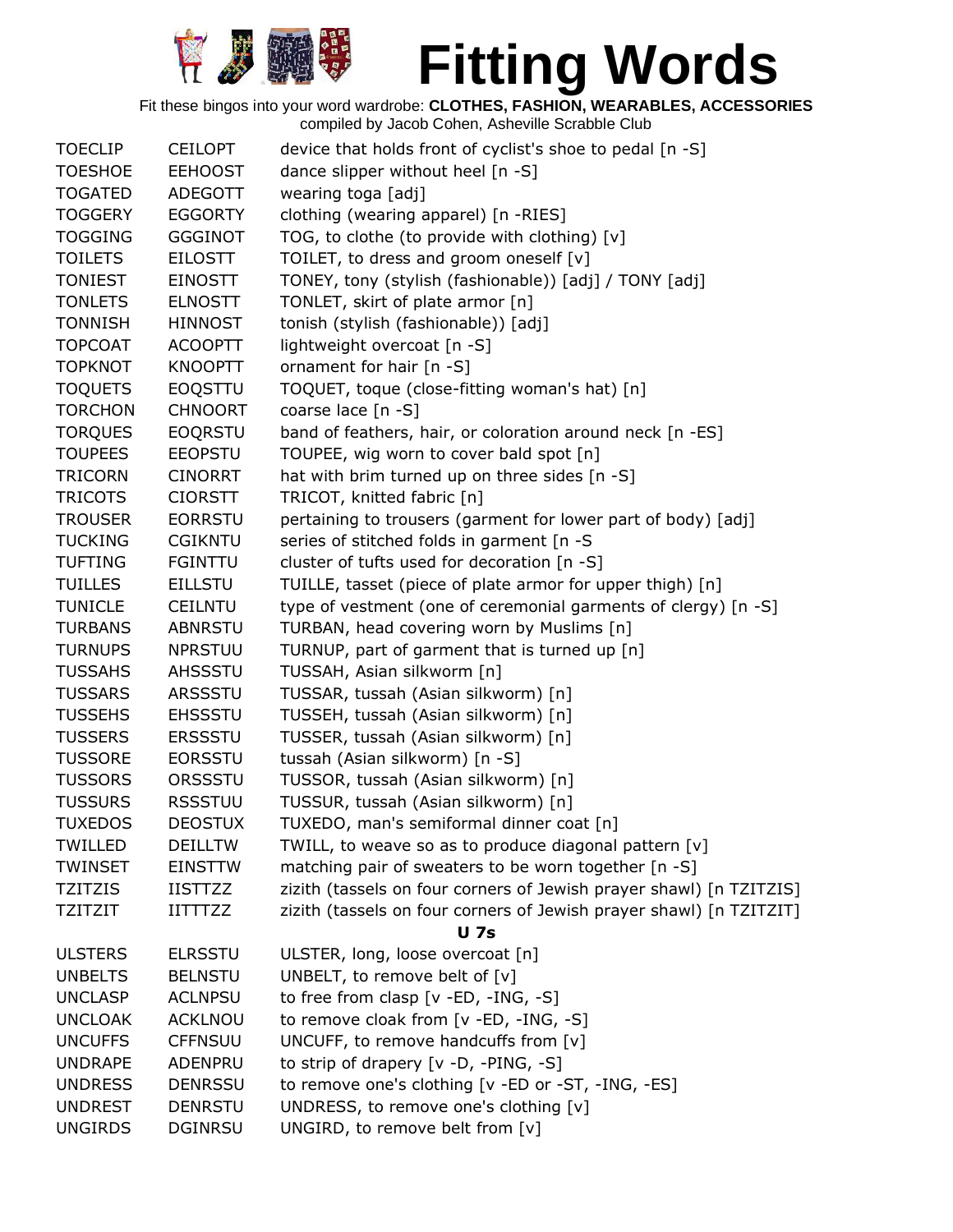# Fitting Words

Fit these bingos into your word wardrobe: **CLOTHES, FASHION, WEARABLES, ACCESSORIES**
compiled by Jacob Cohen, Asheville Scrabble Club

| | | |
|---|---|---|
| TOECLIP | CEILOPT | device that holds front of cyclist's shoe to pedal [n -S] |
| TOESHOE | EEHOOST | dance slipper without heel [n -S] |
| TOGATED | ADEGOTT | wearing toga [adj] |
| TOGGERY | EGGORTY | clothing (wearing apparel) [n -RIES] |
| TOGGING | GGGINOT | TOG, to clothe (to provide with clothing) [v] |
| TOILETS | EILOSTT | TOILET, to dress and groom oneself [v] |
| TONIEST | EINOSTT | TONEY, tony (stylish (fashionable)) [adj] / TONY [adj] |
| TONLETS | ELNOSTT | TONLET, skirt of plate armor [n] |
| TONNISH | HINNOST | tonish (stylish (fashionable)) [adj] |
| TOPCOAT | ACOOPTT | lightweight overcoat [n -S] |
| TOPKNOT | KNOOPTT | ornament for hair [n -S] |
| TOQUETS | EOQSTTU | TOQUET, toque (close-fitting woman's hat) [n] |
| TORCHON | CHNOORT | coarse lace [n -S] |
| TORQUES | EOQRSTU | band of feathers, hair, or coloration around neck [n -ES] |
| TOUPEES | EEOPSTU | TOUPEE, wig worn to cover bald spot [n] |
| TRICORN | CINORRT | hat with brim turned up on three sides [n -S] |
| TRICOTS | CIORSTT | TRICOT, knitted fabric [n] |
| TROUSER | EORRSTU | pertaining to trousers (garment for lower part of body) [adj] |
| TUCKING | CGIKNTU | series of stitched folds in garment [n -S |
| TUFTING | FGINTTU | cluster of tufts used for decoration [n -S] |
| TUILLES | EILLSTU | TUILLE, tasset (piece of plate armor for upper thigh) [n] |
| TUNICLE | CEILNTU | type of vestment (one of ceremonial garments of clergy) [n -S] |
| TURBANS | ABNRSTU | TURBAN, head covering worn by Muslims [n] |
| TURNUPS | NPRSTUU | TURNUP, part of garment that is turned up [n] |
| TUSSAHS | AHSSSTU | TUSSAH, Asian silkworm [n] |
| TUSSARS | ARSSSTU | TUSSAR, tussah (Asian silkworm) [n] |
| TUSSEHS | EHSSSTU | TUSSEH, tussah (Asian silkworm) [n] |
| TUSSERS | ERSSSTU | TUSSER, tussah (Asian silkworm) [n] |
| TUSSORE | EORSSTU | tussah (Asian silkworm) [n -S] |
| TUSSORS | ORSSSTU | TUSSOR, tussah (Asian silkworm) [n] |
| TUSSURS | RSSSTUU | TUSSUR, tussah (Asian silkworm) [n] |
| TUXEDOS | DEOSTUX | TUXEDO, man's semiformal dinner coat [n] |
| TWILLED | DEILLTW | TWILL, to weave so as to produce diagonal pattern [v] |
| TWINSET | EINSTTW | matching pair of sweaters to be worn together [n -S] |
| TZITZIS | IISTTZZ | zizith (tassels on four corners of Jewish prayer shawl) [n TZITZIS] |
| TZITZIT | IITTTZZ | zizith (tassels on four corners of Jewish prayer shawl) [n TZITZIT] |
| | | **U 7s** |
| ULSTERS | ELRSSTU | ULSTER, long, loose overcoat [n] |
| UNBELTS | BELNSTU | UNBELT, to remove belt of [v] |
| UNCLASP | ACLNPSU | to free from clasp [v -ED, -ING, -S] |
| UNCLOAK | ACKLNOU | to remove cloak from [v -ED, -ING, -S] |
| UNCUFFS | CFFNSUU | UNCUFF, to remove handcuffs from [v] |
| UNDRAPE | ADENPRU | to strip of drapery [v -D, -PING, -S] |
| UNDRESS | DENRSSU | to remove one's clothing [v -ED or -ST, -ING, -ES] |
| UNDREST | DENRSTU | UNDRESS, to remove one's clothing [v] |
| UNGIRDS | DGINRSU | UNGIRD, to remove belt from [v] |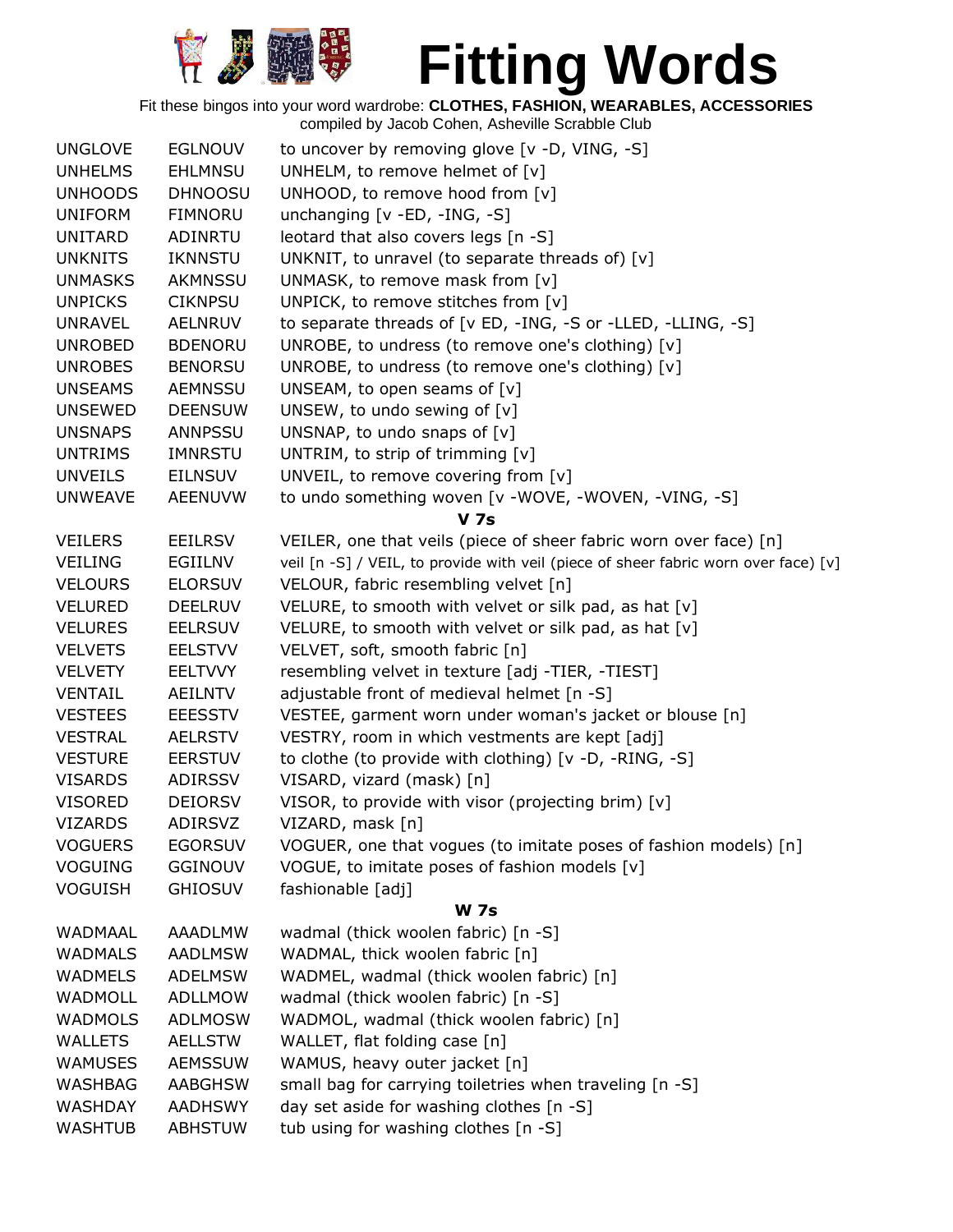# Fitting Words

Fit these bingos into your word wardrobe: **CLOTHES, FASHION, WEARABLES, ACCESSORIES**
compiled by Jacob Cohen, Asheville Scrabble Club

| | | |
|---|---|---|
| UNGLOVE | EGLNOUV | to uncover by removing glove [v -D, VING, -S] |
| UNHELMS | EHLMNSU | UNHELM, to remove helmet of [v] |
| UNHOODS | DHNOOSU | UNHOOD, to remove hood from [v] |
| UNIFORM | FIMNORU | unchanging [v -ED, -ING, -S] |
| UNITARD | ADINRTU | leotard that also covers legs [n -S] |
| UNKNITS | IKNNSTU | UNKNIT, to unravel (to separate threads of) [v] |
| UNMASKS | AKMNSSU | UNMASK, to remove mask from [v] |
| UNPICKS | CIKNPSU | UNPICK, to remove stitches from [v] |
| UNRAVEL | AELNRUV | to separate threads of [v ED, -ING, -S or -LLED, -LLING, -S] |
| UNROBED | BDENORU | UNROBE, to undress (to remove one's clothing) [v] |
| UNROBES | BENORSU | UNROBE, to undress (to remove one's clothing) [v] |
| UNSEAMS | AEMNSSU | UNSEAM, to open seams of [v] |
| UNSEWED | DEENSUW | UNSEW, to undo sewing of [v] |
| UNSNAPS | ANNPSSU | UNSNAP, to undo snaps of [v] |
| UNTRIMS | IMNRSTU | UNTRIM, to strip of trimming [v] |
| UNVEILS | EILNSUV | UNVEIL, to remove covering from [v] |
| UNWEAVE | AEENUVW | to undo something woven [v -WOVE, -WOVEN, -VING, -S] |
| | | **V 7s** |
| VEILERS | EEILRSV | VEILER, one that veils (piece of sheer fabric worn over face) [n] |
| VEILING | EGIILNV | veil [n -S] / VEIL, to provide with veil (piece of sheer fabric worn over face) [v] |
| VELOURS | ELORSUV | VELOUR, fabric resembling velvet [n] |
| VELURED | DEELRUV | VELURE, to smooth with velvet or silk pad, as hat [v] |
| VELURES | EELRSUV | VELURE, to smooth with velvet or silk pad, as hat [v] |
| VELVETS | EELSTVV | VELVET, soft, smooth fabric [n] |
| VELVETY | EELTVVY | resembling velvet in texture [adj -TIER, -TIEST] |
| VENTAIL | AEILNTV | adjustable front of medieval helmet [n -S] |
| VESTEES | EEESSTV | VESTEE, garment worn under woman's jacket or blouse [n] |
| VESTRAL | AELRSTV | VESTRY, room in which vestments are kept [adj] |
| VESTURE | EERSTUV | to clothe (to provide with clothing) [v -D, -RING, -S] |
| VISARDS | ADIRSSV | VISARD, vizard (mask) [n] |
| VISORED | DEIORSV | VISOR, to provide with visor (projecting brim) [v] |
| VIZARDS | ADIRSVZ | VIZARD, mask [n] |
| VOGUERS | EGORSUV | VOGUER, one that vogues (to imitate poses of fashion models) [n] |
| VOGUING | GGINOUV | VOGUE, to imitate poses of fashion models [v] |
| VOGUISH | GHIOSUV | fashionable [adj] |
| | | **W 7s** |
| WADMAAL | AAADLMW | wadmal (thick woolen fabric) [n -S] |
| WADMALS | AADLMSW | WADMAL, thick woolen fabric [n] |
| WADMELS | ADELMSW | WADMEL, wadmal (thick woolen fabric) [n] |
| WADMOLL | ADLLMOW | wadmal (thick woolen fabric) [n -S] |
| WADMOLS | ADLMOSW | WADMOL, wadmal (thick woolen fabric) [n] |
| WALLETS | AELLSTW | WALLET, flat folding case [n] |
| WAMUSES | AEMSSUW | WAMUS, heavy outer jacket [n] |
| WASHBAG | AABGHSW | small bag for carrying toiletries when traveling [n -S] |
| WASHDAY | AADHSWY | day set aside for washing clothes [n -S] |
| WASHTUB | ABHSTUW | tub using for washing clothes [n -S] |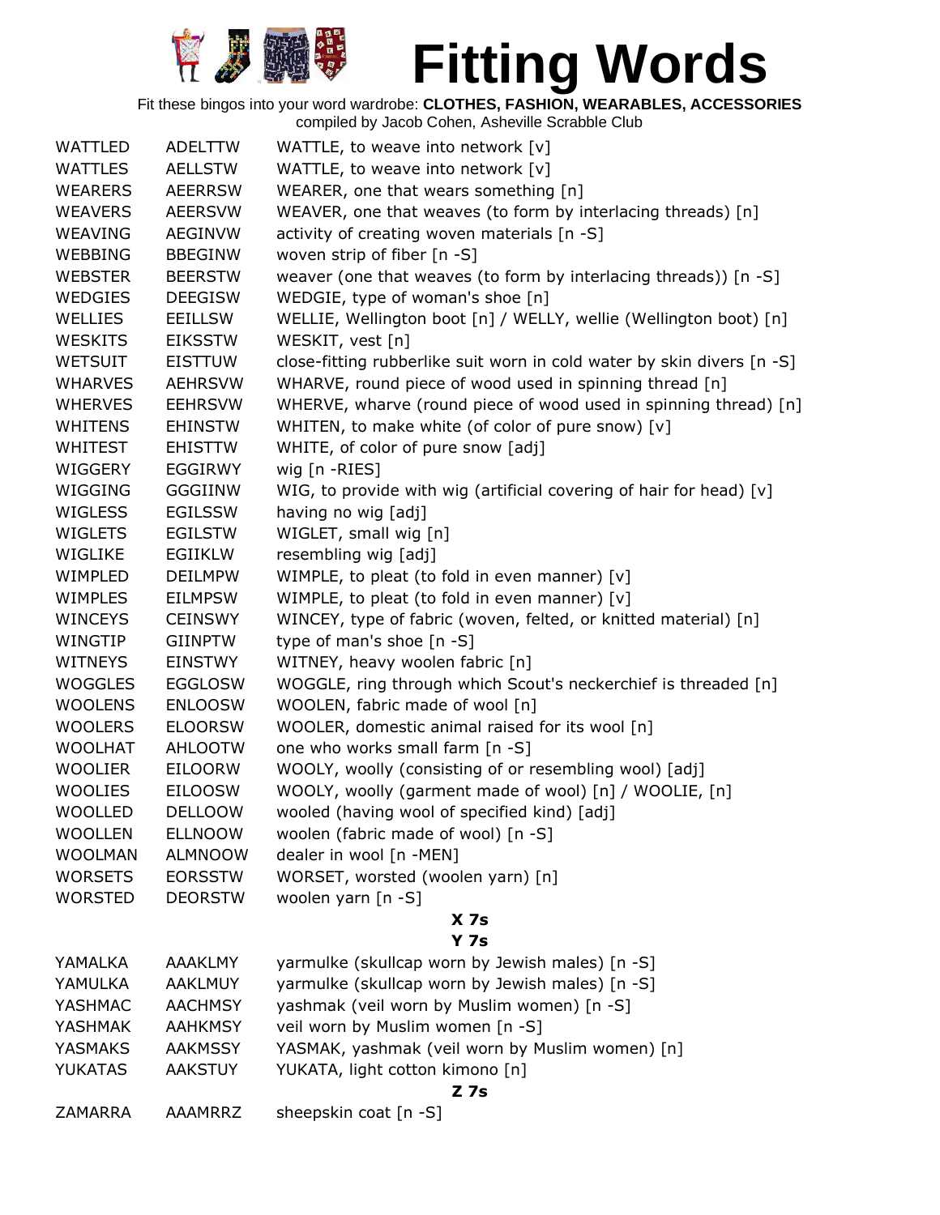# Fitting Words

Fit these bingos into your word wardrobe: **CLOTHES, FASHION, WEARABLES, ACCESSORIES**
compiled by Jacob Cohen, Asheville Scrabble Club

| | | |
|---|---|---|
| WATTLED | ADELTTW | WATTLE, to weave into network [v] |
| WATTLES | AELLSTW | WATTLE, to weave into network [v] |
| WEARERS | AEERRSW | WEARER, one that wears something [n] |
| WEAVERS | AEERSVW | WEAVER, one that weaves (to form by interlacing threads) [n] |
| WEAVING | AEGINVW | activity of creating woven materials [n -S] |
| WEBBING | BBEGINW | woven strip of fiber [n -S] |
| WEBSTER | BEERSTW | weaver (one that weaves (to form by interlacing threads)) [n -S] |
| WEDGIES | DEEGISW | WEDGIE, type of woman's shoe [n] |
| WELLIES | EEILLSW | WELLIE, Wellington boot [n] / WELLY, wellie (Wellington boot) [n] |
| WESKITS | EIKSSTW | WESKIT, vest [n] |
| WETSUIT | EISTTUW | close-fitting rubberlike suit worn in cold water by skin divers [n -S] |
| WHARVES | AEHRSVW | WHARVE, round piece of wood used in spinning thread [n] |
| WHERVES | EEHRSVW | WHERVE, wharve (round piece of wood used in spinning thread) [n] |
| WHITENS | EHINSTW | WHITEN, to make white (of color of pure snow) [v] |
| WHITEST | EHISTTW | WHITE, of color of pure snow [adj] |
| WIGGERY | EGGIRWY | wig [n -RIES] |
| WIGGING | GGGIINW | WIG, to provide with wig (artificial covering of hair for head) [v] |
| WIGLESS | EGILSSW | having no wig [adj] |
| WIGLETS | EGILSTW | WIGLET, small wig [n] |
| WIGLIKE | EGIIKLW | resembling wig [adj] |
| WIMPLED | DEILMPW | WIMPLE, to pleat (to fold in even manner) [v] |
| WIMPLES | EILMPSW | WIMPLE, to pleat (to fold in even manner) [v] |
| WINCEYS | CEINSWY | WINCEY, type of fabric (woven, felted, or knitted material) [n] |
| WINGTIP | GIINPTW | type of man's shoe [n -S] |
| WITNEYS | EINSTWY | WITNEY, heavy woolen fabric [n] |
| WOGGLES | EGGLOSW | WOGGLE, ring through which Scout's neckerchief is threaded [n] |
| WOOLENS | ENLOOSW | WOOLEN, fabric made of wool [n] |
| WOOLERS | ELOORSW | WOOLER, domestic animal raised for its wool [n] |
| WOOLHAT | AHLOOTW | one who works small farm [n -S] |
| WOOLIER | EILOORW | WOOLY, woolly (consisting of or resembling wool) [adj] |
| WOOLIES | EILOOSW | WOOLY, woolly (garment made of wool) [n] / WOOLIE, [n] |
| WOOLLED | DELLOOW | wooled (having wool of specified kind) [adj] |
| WOOLLEN | ELLNOOW | woolen (fabric made of wool) [n -S] |
| WOOLMAN | ALMNOOW | dealer in wool [n -MEN] |
| WORSETS | EORSSTW | WORSET, worsted (woolen yarn) [n] |
| WORSTED | DEORSTW | woolen yarn [n -S] |

**X 7s**

**Y 7s**

| | | |
|---|---|---|
| YAMALKA | AAAKLMY | yarmulke (skullcap worn by Jewish males) [n -S] |
| YAMULKA | AAKLMUY | yarmulke (skullcap worn by Jewish males) [n -S] |
| YASHMAC | AACHMSY | yashmak (veil worn by Muslim women) [n -S] |
| YASHMAK | AAHKMSY | veil worn by Muslim women [n -S] |
| YASMAKS | AAKMSSY | YASMAK, yashmak (veil worn by Muslim women) [n] |
| YUKATAS | AAKSTUY | YUKATA, light cotton kimono [n] |

**Z 7s**

| | | |
|---|---|---|
| ZAMARRA | AAAMRRZ | sheepskin coat [n -S] |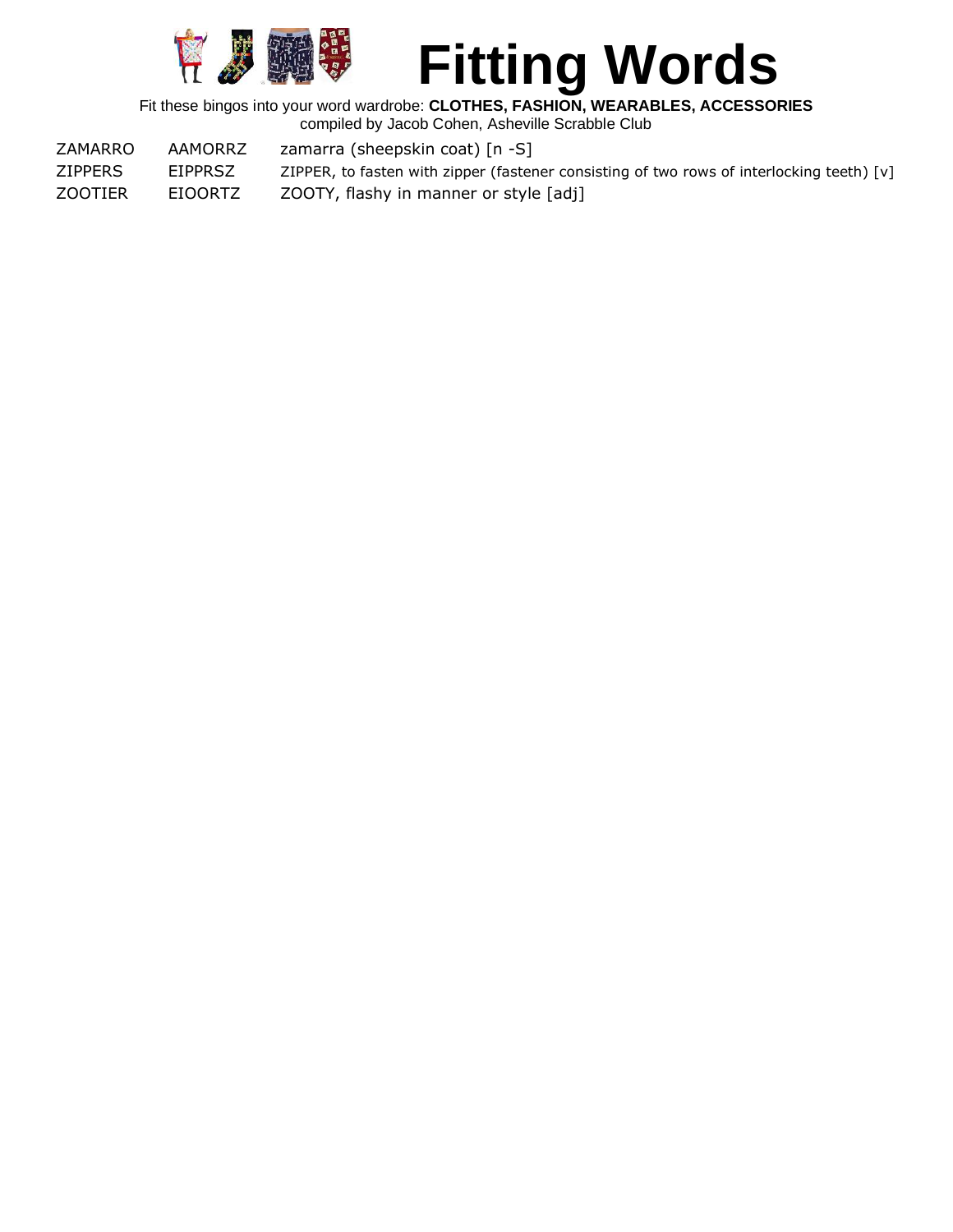# Fitting Words

Fit these bingos into your word wardrobe: **CLOTHES, FASHION, WEARABLES, ACCESSORIES**
compiled by Jacob Cohen, Asheville Scrabble Club

| | | |
|---|---|---|
| ZAMARRO | AAMORRZ | zamarra (sheepskin coat) [n -S] |
| ZIPPERS | EIPPRSZ | ZIPPER, to fasten with zipper (fastener consisting of two rows of interlocking teeth) [v] |
| ZOOTIER | EIOORTZ | ZOOTY, flashy in manner or style [adj] |